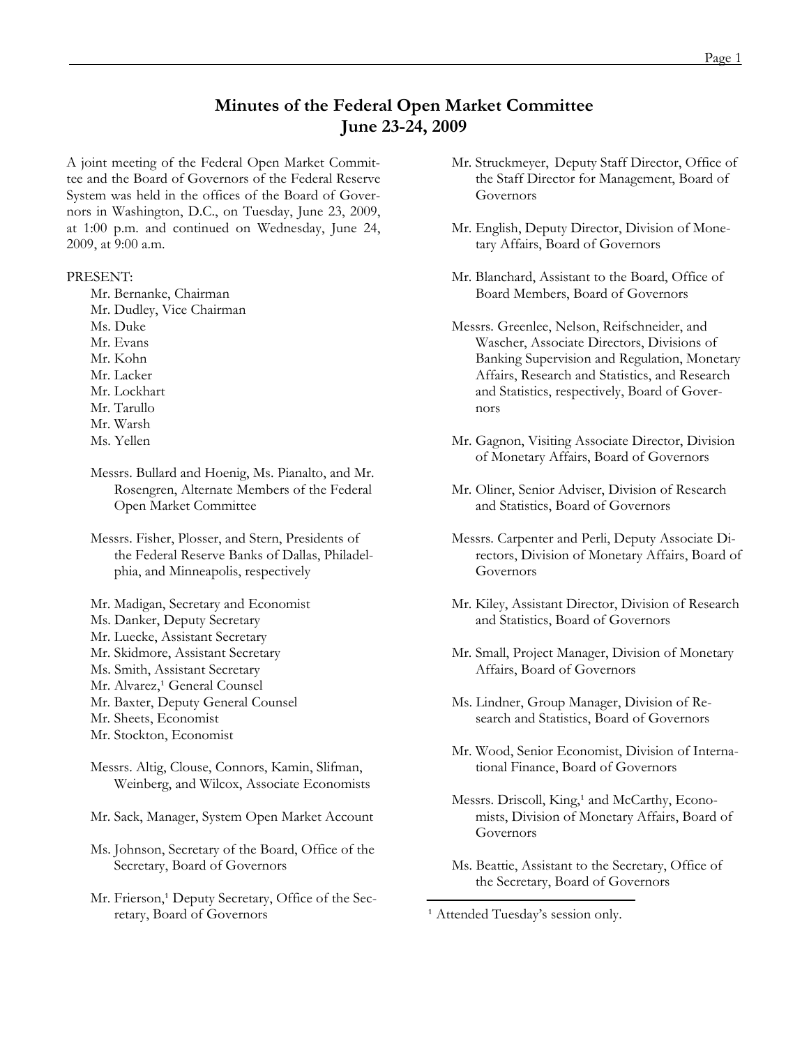# Minutes of the Federal Open Market Committee
## June 23-24, 2009

A joint meeting of the Federal Open Market Committee and the Board of Governors of the Federal Reserve System was held in the offices of the Board of Governors in Washington, D.C., on Tuesday, June 23, 2009, at 1:00 p.m. and continued on Wednesday, June 24, 2009, at 9:00 a.m.

PRESENT:

Mr. Bernanke, Chairman
Mr. Dudley, Vice Chairman
Ms. Duke
Mr. Evans
Mr. Kohn
Mr. Lacker
Mr. Lockhart
Mr. Tarullo
Mr. Warsh
Ms. Yellen

Messrs. Bullard and Hoenig, Ms. Pianalto, and Mr. Rosengren, Alternate Members of the Federal Open Market Committee

Messrs. Fisher, Plosser, and Stern, Presidents of the Federal Reserve Banks of Dallas, Philadelphia, and Minneapolis, respectively

Mr. Madigan, Secretary and Economist
Ms. Danker, Deputy Secretary
Mr. Luecke, Assistant Secretary
Mr. Skidmore, Assistant Secretary
Ms. Smith, Assistant Secretary
Mr. Alvarez,[1] General Counsel
Mr. Baxter, Deputy General Counsel
Mr. Sheets, Economist
Mr. Stockton, Economist

Messrs. Altig, Clouse, Connors, Kamin, Slifman, Weinberg, and Wilcox, Associate Economists

Mr. Sack, Manager, System Open Market Account

Ms. Johnson, Secretary of the Board, Office of the Secretary, Board of Governors

Mr. Frierson,[1] Deputy Secretary, Office of the Secretary, Board of Governors

Mr. Struckmeyer, Deputy Staff Director, Office of the Staff Director for Management, Board of Governors

Mr. English, Deputy Director, Division of Monetary Affairs, Board of Governors

Mr. Blanchard, Assistant to the Board, Office of Board Members, Board of Governors

Messrs. Greenlee, Nelson, Reifschneider, and Wascher, Associate Directors, Divisions of Banking Supervision and Regulation, Monetary Affairs, Research and Statistics, and Research and Statistics, respectively, Board of Governors

Mr. Gagnon, Visiting Associate Director, Division of Monetary Affairs, Board of Governors

Mr. Oliner, Senior Adviser, Division of Research and Statistics, Board of Governors

Messrs. Carpenter and Perli, Deputy Associate Directors, Division of Monetary Affairs, Board of Governors

Mr. Kiley, Assistant Director, Division of Research and Statistics, Board of Governors

Mr. Small, Project Manager, Division of Monetary Affairs, Board of Governors

Ms. Lindner, Group Manager, Division of Research and Statistics, Board of Governors

Mr. Wood, Senior Economist, Division of International Finance, Board of Governors

Messrs. Driscoll, King,[1] and McCarthy, Economists, Division of Monetary Affairs, Board of Governors

Ms. Beattie, Assistant to the Secretary, Office of the Secretary, Board of Governors

[1] Attended Tuesday's session only.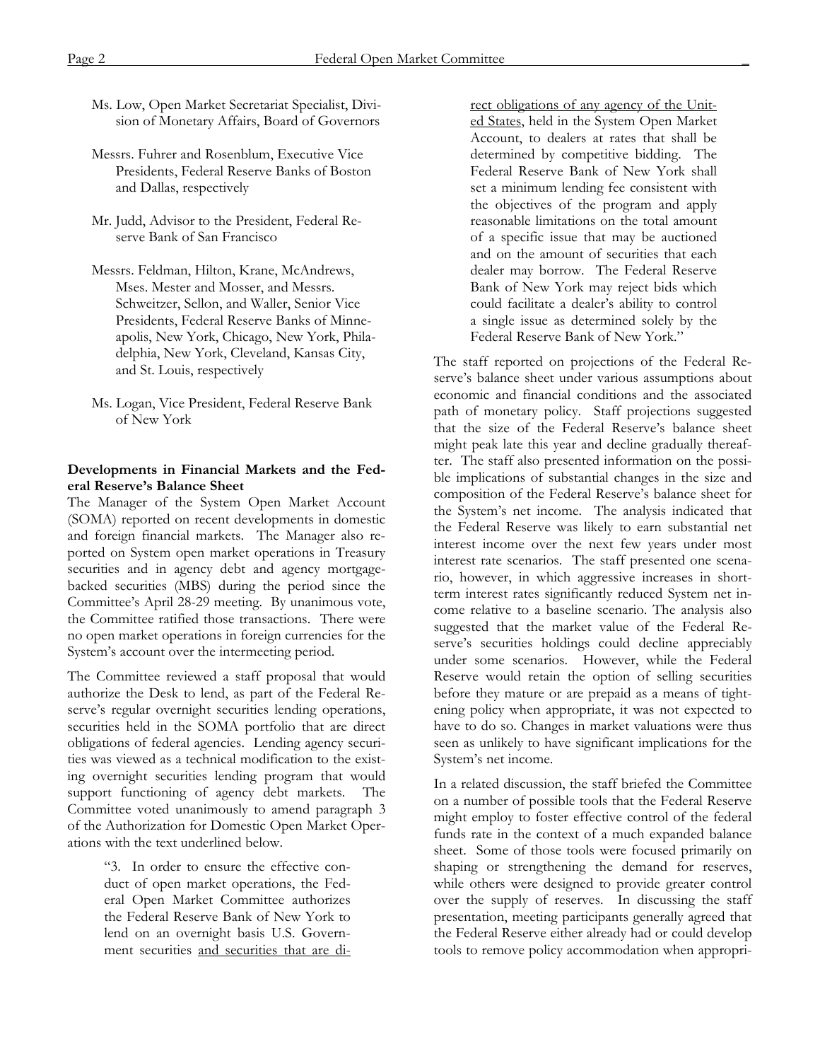Ms. Low, Open Market Secretariat Specialist, Division of Monetary Affairs, Board of Governors

Messrs. Fuhrer and Rosenblum, Executive Vice Presidents, Federal Reserve Banks of Boston and Dallas, respectively

Mr. Judd, Advisor to the President, Federal Reserve Bank of San Francisco

Messrs. Feldman, Hilton, Krane, McAndrews, Mses. Mester and Mosser, and Messrs. Schweitzer, Sellon, and Waller, Senior Vice Presidents, Federal Reserve Banks of Minneapolis, New York, Chicago, New York, Philadelphia, New York, Cleveland, Kansas City, and St. Louis, respectively

Ms. Logan, Vice President, Federal Reserve Bank of New York

**Developments in Financial Markets and the Federal Reserve's Balance Sheet**

The Manager of the System Open Market Account (SOMA) reported on recent developments in domestic and foreign financial markets. The Manager also reported on System open market operations in Treasury securities and in agency debt and agency mortgage-backed securities (MBS) during the period since the Committee's April 28-29 meeting. By unanimous vote, the Committee ratified those transactions. There were no open market operations in foreign currencies for the System's account over the intermeeting period.

The Committee reviewed a staff proposal that would authorize the Desk to lend, as part of the Federal Reserve's regular overnight securities lending operations, securities held in the SOMA portfolio that are direct obligations of federal agencies. Lending agency securities was viewed as a technical modification to the existing overnight securities lending program that would support functioning of agency debt markets. The Committee voted unanimously to amend paragraph 3 of the Authorization for Domestic Open Market Operations with the text underlined below.

> "3. In order to ensure the effective conduct of open market operations, the Federal Open Market Committee authorizes the Federal Reserve Bank of New York to lend on an overnight basis U.S. Government securities <u>and securities that are direct obligations of any agency of the United States</u>, held in the System Open Market Account, to dealers at rates that shall be determined by competitive bidding. The Federal Reserve Bank of New York shall set a minimum lending fee consistent with the objectives of the program and apply reasonable limitations on the total amount of a specific issue that may be auctioned and on the amount of securities that each dealer may borrow. The Federal Reserve Bank of New York may reject bids which could facilitate a dealer's ability to control a single issue as determined solely by the Federal Reserve Bank of New York."

The staff reported on projections of the Federal Reserve's balance sheet under various assumptions about economic and financial conditions and the associated path of monetary policy. Staff projections suggested that the size of the Federal Reserve's balance sheet might peak late this year and decline gradually thereafter. The staff also presented information on the possible implications of substantial changes in the size and composition of the Federal Reserve's balance sheet for the System's net income. The analysis indicated that the Federal Reserve was likely to earn substantial net interest income over the next few years under most interest rate scenarios. The staff presented one scenario, however, in which aggressive increases in short-term interest rates significantly reduced System net income relative to a baseline scenario. The analysis also suggested that the market value of the Federal Reserve's securities holdings could decline appreciably under some scenarios. However, while the Federal Reserve would retain the option of selling securities before they mature or are prepaid as a means of tightening policy when appropriate, it was not expected to have to do so. Changes in market valuations were thus seen as unlikely to have significant implications for the System's net income.

In a related discussion, the staff briefed the Committee on a number of possible tools that the Federal Reserve might employ to foster effective control of the federal funds rate in the context of a much expanded balance sheet. Some of those tools were focused primarily on shaping or strengthening the demand for reserves, while others were designed to provide greater control over the supply of reserves. In discussing the staff presentation, meeting participants generally agreed that the Federal Reserve either already had or could develop tools to remove policy accommodation when appropri-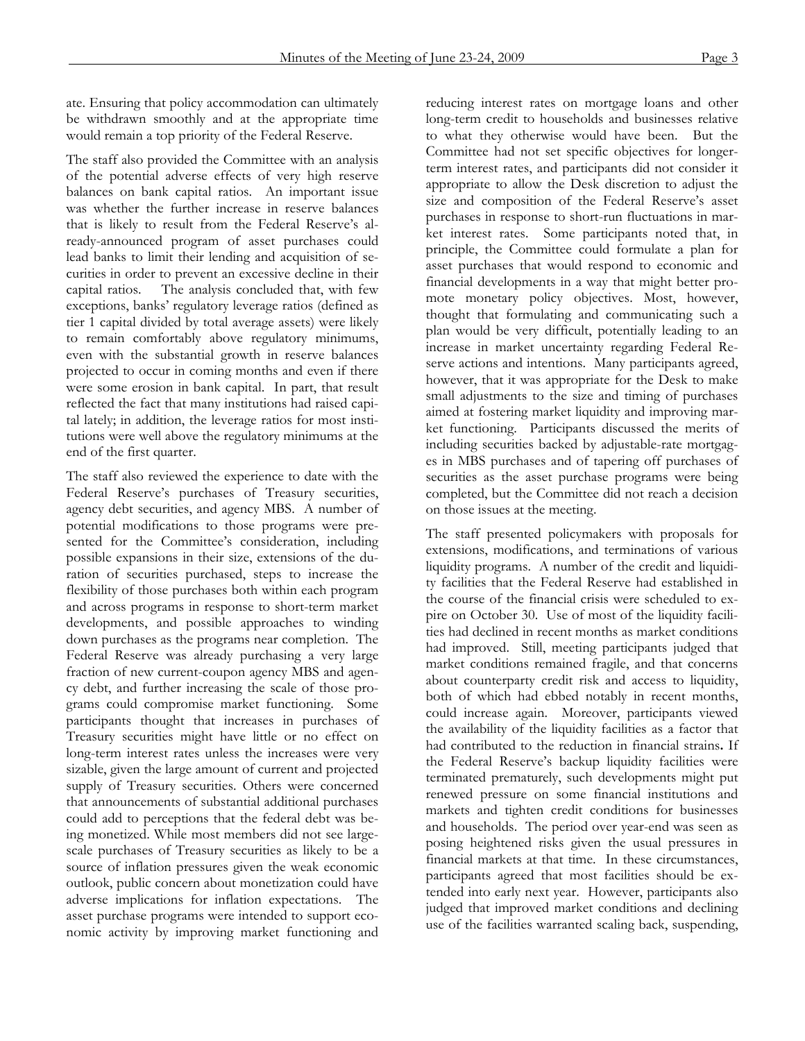ate. Ensuring that policy accommodation can ultimately be withdrawn smoothly and at the appropriate time would remain a top priority of the Federal Reserve.

The staff also provided the Committee with an analysis of the potential adverse effects of very high reserve balances on bank capital ratios. An important issue was whether the further increase in reserve balances that is likely to result from the Federal Reserve's already-announced program of asset purchases could lead banks to limit their lending and acquisition of securities in order to prevent an excessive decline in their capital ratios. The analysis concluded that, with few exceptions, banks' regulatory leverage ratios (defined as tier 1 capital divided by total average assets) were likely to remain comfortably above regulatory minimums, even with the substantial growth in reserve balances projected to occur in coming months and even if there were some erosion in bank capital. In part, that result reflected the fact that many institutions had raised capital lately; in addition, the leverage ratios for most institutions were well above the regulatory minimums at the end of the first quarter.

The staff also reviewed the experience to date with the Federal Reserve's purchases of Treasury securities, agency debt securities, and agency MBS. A number of potential modifications to those programs were presented for the Committee's consideration, including possible expansions in their size, extensions of the duration of securities purchased, steps to increase the flexibility of those purchases both within each program and across programs in response to short-term market developments, and possible approaches to winding down purchases as the programs near completion. The Federal Reserve was already purchasing a very large fraction of new current-coupon agency MBS and agency debt, and further increasing the scale of those programs could compromise market functioning. Some participants thought that increases in purchases of Treasury securities might have little or no effect on long-term interest rates unless the increases were very sizable, given the large amount of current and projected supply of Treasury securities. Others were concerned that announcements of substantial additional purchases could add to perceptions that the federal debt was being monetized. While most members did not see large-scale purchases of Treasury securities as likely to be a source of inflation pressures given the weak economic outlook, public concern about monetization could have adverse implications for inflation expectations. The asset purchase programs were intended to support economic activity by improving market functioning and reducing interest rates on mortgage loans and other long-term credit to households and businesses relative to what they otherwise would have been. But the Committee had not set specific objectives for longer-term interest rates, and participants did not consider it appropriate to allow the Desk discretion to adjust the size and composition of the Federal Reserve's asset purchases in response to short-run fluctuations in market interest rates. Some participants noted that, in principle, the Committee could formulate a plan for asset purchases that would respond to economic and financial developments in a way that might better promote monetary policy objectives. Most, however, thought that formulating and communicating such a plan would be very difficult, potentially leading to an increase in market uncertainty regarding Federal Reserve actions and intentions. Many participants agreed, however, that it was appropriate for the Desk to make small adjustments to the size and timing of purchases aimed at fostering market liquidity and improving market functioning. Participants discussed the merits of including securities backed by adjustable-rate mortgages in MBS purchases and of tapering off purchases of securities as the asset purchase programs were being completed, but the Committee did not reach a decision on those issues at the meeting.

The staff presented policymakers with proposals for extensions, modifications, and terminations of various liquidity programs. A number of the credit and liquidity facilities that the Federal Reserve had established in the course of the financial crisis were scheduled to expire on October 30. Use of most of the liquidity facilities had declined in recent months as market conditions had improved. Still, meeting participants judged that market conditions remained fragile, and that concerns about counterparty credit risk and access to liquidity, both of which had ebbed notably in recent months, could increase again. Moreover, participants viewed the availability of the liquidity facilities as a factor that had contributed to the reduction in financial strains. If the Federal Reserve's backup liquidity facilities were terminated prematurely, such developments might put renewed pressure on some financial institutions and markets and tighten credit conditions for businesses and households. The period over year-end was seen as posing heightened risks given the usual pressures in financial markets at that time. In these circumstances, participants agreed that most facilities should be extended into early next year. However, participants also judged that improved market conditions and declining use of the facilities warranted scaling back, suspending,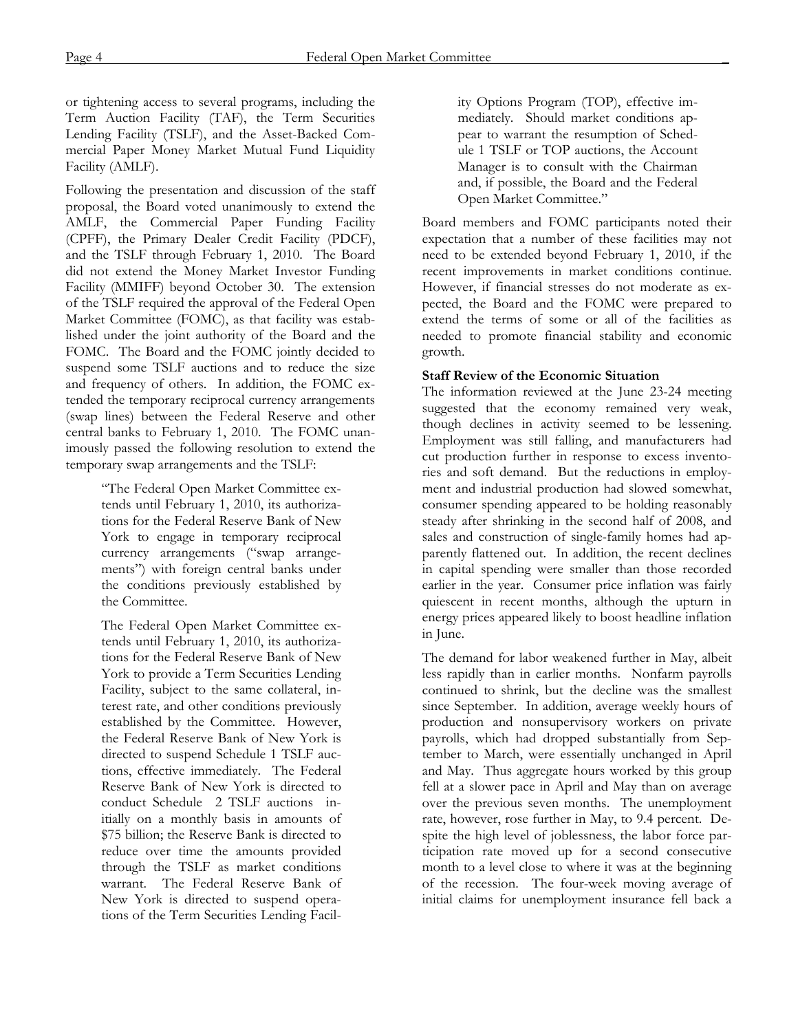or tightening access to several programs, including the Term Auction Facility (TAF), the Term Securities Lending Facility (TSLF), and the Asset-Backed Commercial Paper Money Market Mutual Fund Liquidity Facility (AMLF).

Following the presentation and discussion of the staff proposal, the Board voted unanimously to extend the AMLF, the Commercial Paper Funding Facility (CPFF), the Primary Dealer Credit Facility (PDCF), and the TSLF through February 1, 2010. The Board did not extend the Money Market Investor Funding Facility (MMIFF) beyond October 30. The extension of the TSLF required the approval of the Federal Open Market Committee (FOMC), as that facility was established under the joint authority of the Board and the FOMC. The Board and the FOMC jointly decided to suspend some TSLF auctions and to reduce the size and frequency of others. In addition, the FOMC extended the temporary reciprocal currency arrangements (swap lines) between the Federal Reserve and other central banks to February 1, 2010. The FOMC unanimously passed the following resolution to extend the temporary swap arrangements and the TSLF:

> "The Federal Open Market Committee extends until February 1, 2010, its authorizations for the Federal Reserve Bank of New York to engage in temporary reciprocal currency arrangements ("swap arrangements") with foreign central banks under the conditions previously established by the Committee.
>
> The Federal Open Market Committee extends until February 1, 2010, its authorizations for the Federal Reserve Bank of New York to provide a Term Securities Lending Facility, subject to the same collateral, interest rate, and other conditions previously established by the Committee. However, the Federal Reserve Bank of New York is directed to suspend Schedule 1 TSLF auctions, effective immediately. The Federal Reserve Bank of New York is directed to conduct Schedule 2 TSLF auctions initially on a monthly basis in amounts of \$75 billion; the Reserve Bank is directed to reduce over time the amounts provided through the TSLF as market conditions warrant. The Federal Reserve Bank of New York is directed to suspend operations of the Term Securities Lending Facility Options Program (TOP), effective immediately. Should market conditions appear to warrant the resumption of Schedule 1 TSLF or TOP auctions, the Account Manager is to consult with the Chairman and, if possible, the Board and the Federal Open Market Committee."

Board members and FOMC participants noted their expectation that a number of these facilities may not need to be extended beyond February 1, 2010, if the recent improvements in market conditions continue. However, if financial stresses do not moderate as expected, the Board and the FOMC were prepared to extend the terms of some or all of the facilities as needed to promote financial stability and economic growth.

**Staff Review of the Economic Situation**

The information reviewed at the June 23-24 meeting suggested that the economy remained very weak, though declines in activity seemed to be lessening. Employment was still falling, and manufacturers had cut production further in response to excess inventories and soft demand. But the reductions in employment and industrial production had slowed somewhat, consumer spending appeared to be holding reasonably steady after shrinking in the second half of 2008, and sales and construction of single-family homes had apparently flattened out. In addition, the recent declines in capital spending were smaller than those recorded earlier in the year. Consumer price inflation was fairly quiescent in recent months, although the upturn in energy prices appeared likely to boost headline inflation in June.

The demand for labor weakened further in May, albeit less rapidly than in earlier months. Nonfarm payrolls continued to shrink, but the decline was the smallest since September. In addition, average weekly hours of production and nonsupervisory workers on private payrolls, which had dropped substantially from September to March, were essentially unchanged in April and May. Thus aggregate hours worked by this group fell at a slower pace in April and May than on average over the previous seven months. The unemployment rate, however, rose further in May, to 9.4 percent. Despite the high level of joblessness, the labor force participation rate moved up for a second consecutive month to a level close to where it was at the beginning of the recession. The four-week moving average of initial claims for unemployment insurance fell back a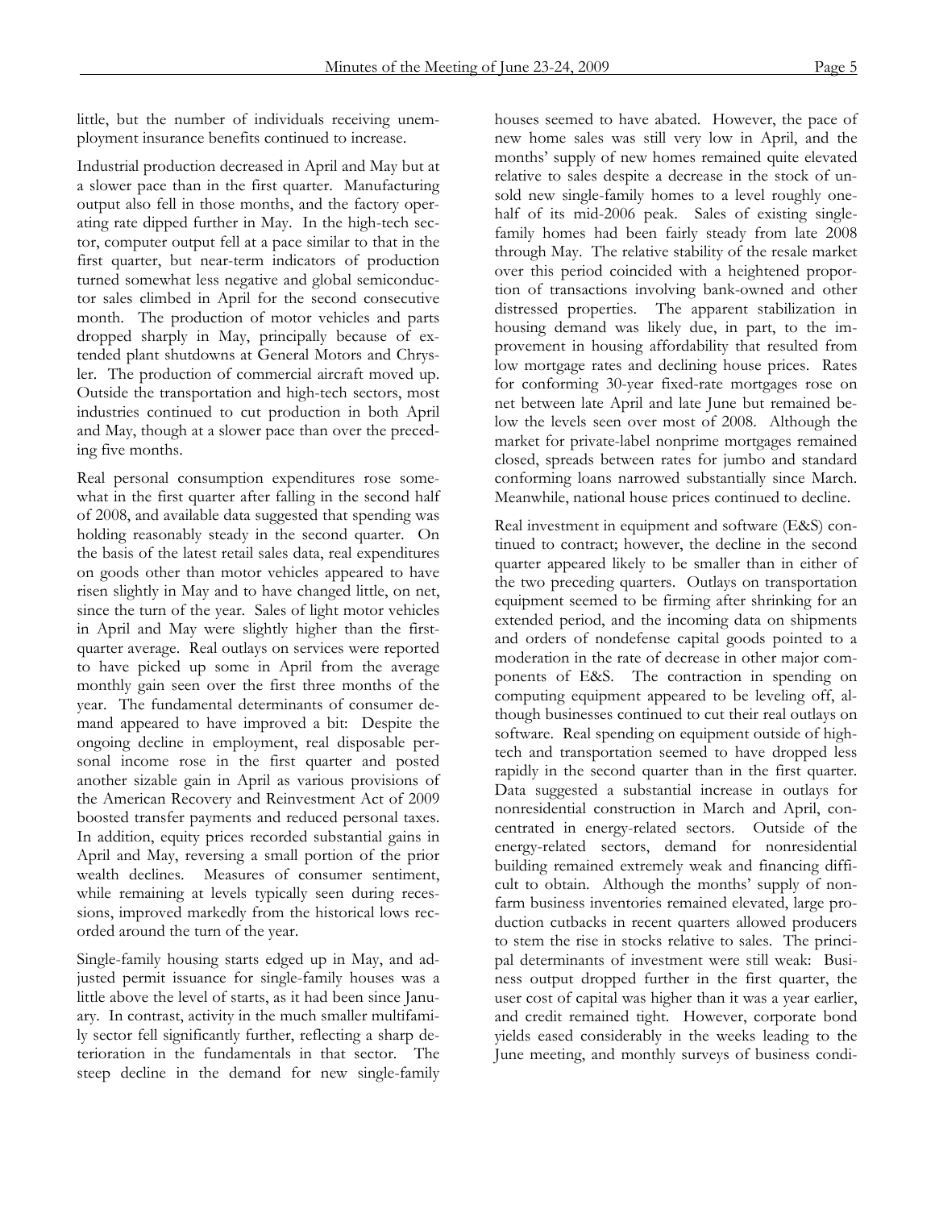little, but the number of individuals receiving unemployment insurance benefits continued to increase.

Industrial production decreased in April and May but at a slower pace than in the first quarter. Manufacturing output also fell in those months, and the factory operating rate dipped further in May. In the high-tech sector, computer output fell at a pace similar to that in the first quarter, but near-term indicators of production turned somewhat less negative and global semiconductor sales climbed in April for the second consecutive month. The production of motor vehicles and parts dropped sharply in May, principally because of extended plant shutdowns at General Motors and Chrysler. The production of commercial aircraft moved up. Outside the transportation and high-tech sectors, most industries continued to cut production in both April and May, though at a slower pace than over the preceding five months.

Real personal consumption expenditures rose somewhat in the first quarter after falling in the second half of 2008, and available data suggested that spending was holding reasonably steady in the second quarter. On the basis of the latest retail sales data, real expenditures on goods other than motor vehicles appeared to have risen slightly in May and to have changed little, on net, since the turn of the year. Sales of light motor vehicles in April and May were slightly higher than the first-quarter average. Real outlays on services were reported to have picked up some in April from the average monthly gain seen over the first three months of the year. The fundamental determinants of consumer demand appeared to have improved a bit: Despite the ongoing decline in employment, real disposable personal income rose in the first quarter and posted another sizable gain in April as various provisions of the American Recovery and Reinvestment Act of 2009 boosted transfer payments and reduced personal taxes. In addition, equity prices recorded substantial gains in April and May, reversing a small portion of the prior wealth declines. Measures of consumer sentiment, while remaining at levels typically seen during recessions, improved markedly from the historical lows recorded around the turn of the year.

Single-family housing starts edged up in May, and adjusted permit issuance for single-family houses was a little above the level of starts, as it had been since January. In contrast, activity in the much smaller multifamily sector fell significantly further, reflecting a sharp deterioration in the fundamentals in that sector. The steep decline in the demand for new single-family houses seemed to have abated. However, the pace of new home sales was still very low in April, and the months' supply of new homes remained quite elevated relative to sales despite a decrease in the stock of unsold new single-family homes to a level roughly one-half of its mid-2006 peak. Sales of existing single-family homes had been fairly steady from late 2008 through May. The relative stability of the resale market over this period coincided with a heightened proportion of transactions involving bank-owned and other distressed properties. The apparent stabilization in housing demand was likely due, in part, to the improvement in housing affordability that resulted from low mortgage rates and declining house prices. Rates for conforming 30-year fixed-rate mortgages rose on net between late April and late June but remained below the levels seen over most of 2008. Although the market for private-label nonprime mortgages remained closed, spreads between rates for jumbo and standard conforming loans narrowed substantially since March. Meanwhile, national house prices continued to decline.

Real investment in equipment and software (E&S) continued to contract; however, the decline in the second quarter appeared likely to be smaller than in either of the two preceding quarters. Outlays on transportation equipment seemed to be firming after shrinking for an extended period, and the incoming data on shipments and orders of nondefense capital goods pointed to a moderation in the rate of decrease in other major components of E&S. The contraction in spending on computing equipment appeared to be leveling off, although businesses continued to cut their real outlays on software. Real spending on equipment outside of high-tech and transportation seemed to have dropped less rapidly in the second quarter than in the first quarter. Data suggested a substantial increase in outlays for nonresidential construction in March and April, concentrated in energy-related sectors. Outside of the energy-related sectors, demand for nonresidential building remained extremely weak and financing difficult to obtain. Although the months' supply of nonfarm business inventories remained elevated, large production cutbacks in recent quarters allowed producers to stem the rise in stocks relative to sales. The principal determinants of investment were still weak: Business output dropped further in the first quarter, the user cost of capital was higher than it was a year earlier, and credit remained tight. However, corporate bond yields eased considerably in the weeks leading to the June meeting, and monthly surveys of business condi-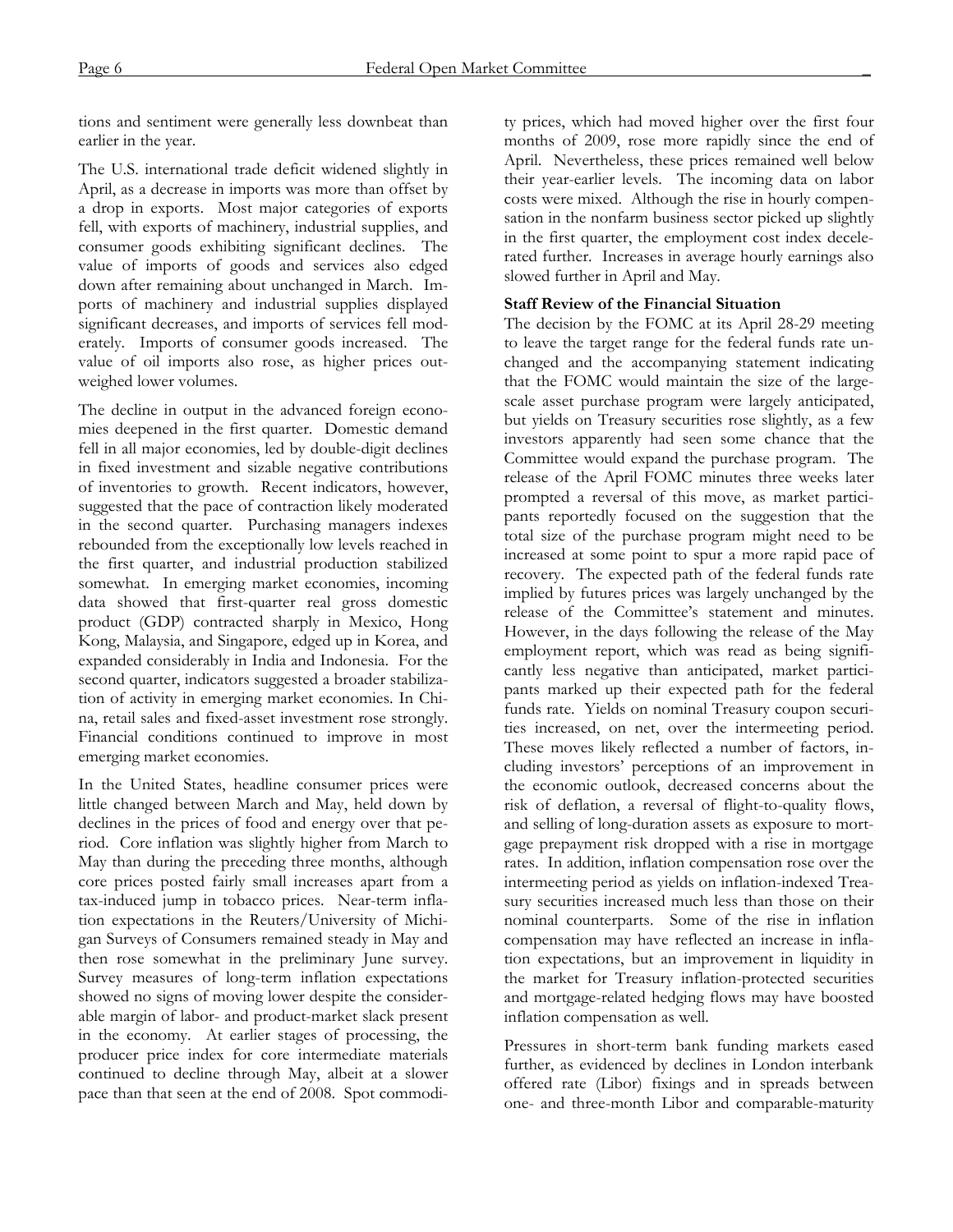tions and sentiment were generally less downbeat than earlier in the year.

The U.S. international trade deficit widened slightly in April, as a decrease in imports was more than offset by a drop in exports. Most major categories of exports fell, with exports of machinery, industrial supplies, and consumer goods exhibiting significant declines. The value of imports of goods and services also edged down after remaining about unchanged in March. Imports of machinery and industrial supplies displayed significant decreases, and imports of services fell moderately. Imports of consumer goods increased. The value of oil imports also rose, as higher prices outweighed lower volumes.

The decline in output in the advanced foreign economies deepened in the first quarter. Domestic demand fell in all major economies, led by double-digit declines in fixed investment and sizable negative contributions of inventories to growth. Recent indicators, however, suggested that the pace of contraction likely moderated in the second quarter. Purchasing managers indexes rebounded from the exceptionally low levels reached in the first quarter, and industrial production stabilized somewhat. In emerging market economies, incoming data showed that first-quarter real gross domestic product (GDP) contracted sharply in Mexico, Hong Kong, Malaysia, and Singapore, edged up in Korea, and expanded considerably in India and Indonesia. For the second quarter, indicators suggested a broader stabilization of activity in emerging market economies. In China, retail sales and fixed-asset investment rose strongly. Financial conditions continued to improve in most emerging market economies.

In the United States, headline consumer prices were little changed between March and May, held down by declines in the prices of food and energy over that period. Core inflation was slightly higher from March to May than during the preceding three months, although core prices posted fairly small increases apart from a tax-induced jump in tobacco prices. Near-term inflation expectations in the Reuters/University of Michigan Surveys of Consumers remained steady in May and then rose somewhat in the preliminary June survey. Survey measures of long-term inflation expectations showed no signs of moving lower despite the considerable margin of labor- and product-market slack present in the economy. At earlier stages of processing, the producer price index for core intermediate materials continued to decline through May, albeit at a slower pace than that seen at the end of 2008. Spot commodity prices, which had moved higher over the first four months of 2009, rose more rapidly since the end of April. Nevertheless, these prices remained well below their year-earlier levels. The incoming data on labor costs were mixed. Although the rise in hourly compensation in the nonfarm business sector picked up slightly in the first quarter, the employment cost index decelerated further. Increases in average hourly earnings also slowed further in April and May.

**Staff Review of the Financial Situation**

The decision by the FOMC at its April 28-29 meeting to leave the target range for the federal funds rate unchanged and the accompanying statement indicating that the FOMC would maintain the size of the large-scale asset purchase program were largely anticipated, but yields on Treasury securities rose slightly, as a few investors apparently had seen some chance that the Committee would expand the purchase program. The release of the April FOMC minutes three weeks later prompted a reversal of this move, as market participants reportedly focused on the suggestion that the total size of the purchase program might need to be increased at some point to spur a more rapid pace of recovery. The expected path of the federal funds rate implied by futures prices was largely unchanged by the release of the Committee's statement and minutes. However, in the days following the release of the May employment report, which was read as being significantly less negative than anticipated, market participants marked up their expected path for the federal funds rate. Yields on nominal Treasury coupon securities increased, on net, over the intermeeting period. These moves likely reflected a number of factors, including investors' perceptions of an improvement in the economic outlook, decreased concerns about the risk of deflation, a reversal of flight-to-quality flows, and selling of long-duration assets as exposure to mortgage prepayment risk dropped with a rise in mortgage rates. In addition, inflation compensation rose over the intermeeting period as yields on inflation-indexed Treasury securities increased much less than those on their nominal counterparts. Some of the rise in inflation compensation may have reflected an increase in inflation expectations, but an improvement in liquidity in the market for Treasury inflation-protected securities and mortgage-related hedging flows may have boosted inflation compensation as well.

Pressures in short-term bank funding markets eased further, as evidenced by declines in London interbank offered rate (Libor) fixings and in spreads between one- and three-month Libor and comparable-maturity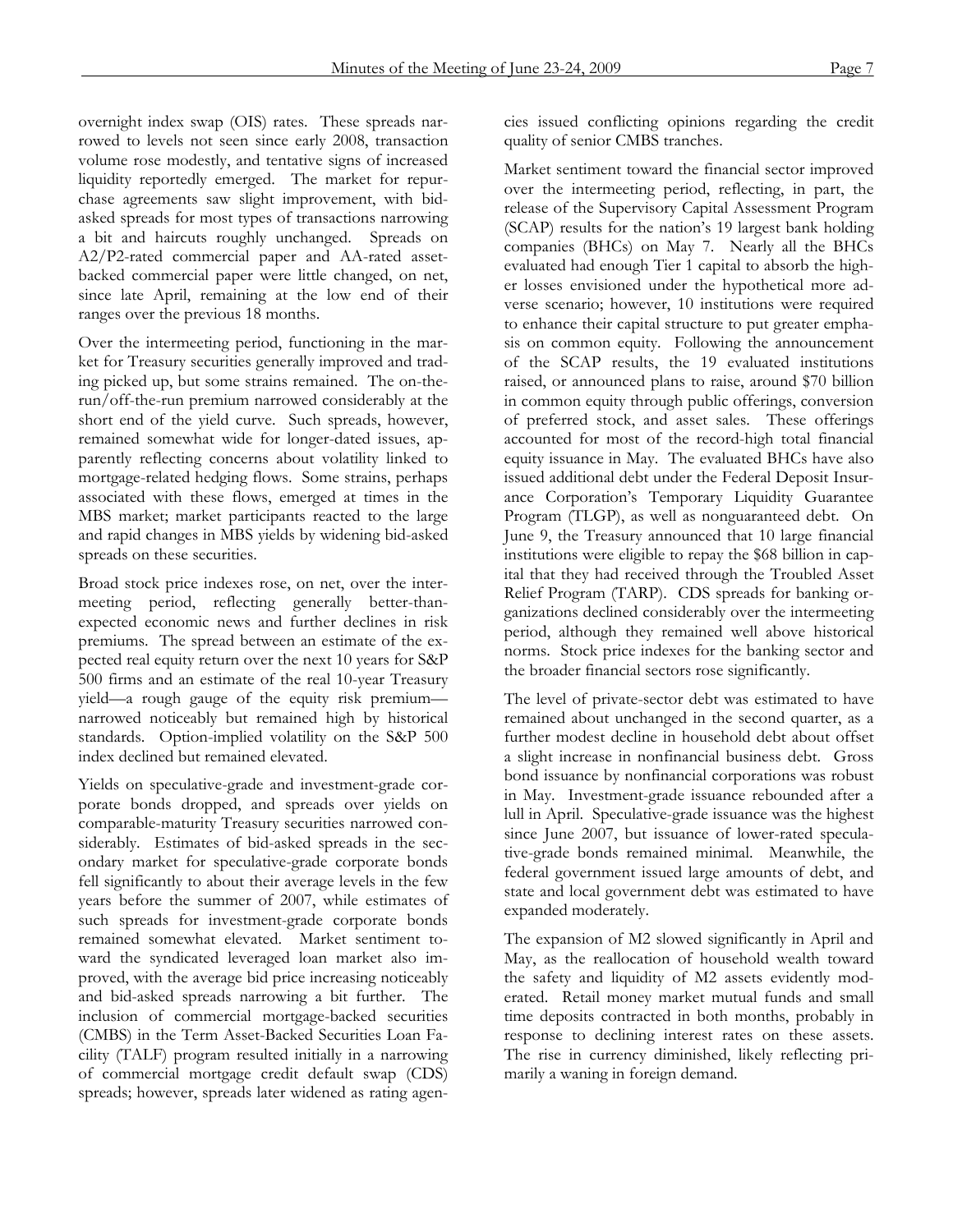overnight index swap (OIS) rates. These spreads narrowed to levels not seen since early 2008, transaction volume rose modestly, and tentative signs of increased liquidity reportedly emerged. The market for repurchase agreements saw slight improvement, with bid-asked spreads for most types of transactions narrowing a bit and haircuts roughly unchanged. Spreads on A2/P2-rated commercial paper and AA-rated asset-backed commercial paper were little changed, on net, since late April, remaining at the low end of their ranges over the previous 18 months.

Over the intermeeting period, functioning in the market for Treasury securities generally improved and trading picked up, but some strains remained. The on-the-run/off-the-run premium narrowed considerably at the short end of the yield curve. Such spreads, however, remained somewhat wide for longer-dated issues, apparently reflecting concerns about volatility linked to mortgage-related hedging flows. Some strains, perhaps associated with these flows, emerged at times in the MBS market; market participants reacted to the large and rapid changes in MBS yields by widening bid-asked spreads on these securities.

Broad stock price indexes rose, on net, over the intermeeting period, reflecting generally better-than-expected economic news and further declines in risk premiums. The spread between an estimate of the expected real equity return over the next 10 years for S&P 500 firms and an estimate of the real 10-year Treasury yield—a rough gauge of the equity risk premium—narrowed noticeably but remained high by historical standards. Option-implied volatility on the S&P 500 index declined but remained elevated.

Yields on speculative-grade and investment-grade corporate bonds dropped, and spreads over yields on comparable-maturity Treasury securities narrowed considerably. Estimates of bid-asked spreads in the secondary market for speculative-grade corporate bonds fell significantly to about their average levels in the few years before the summer of 2007, while estimates of such spreads for investment-grade corporate bonds remained somewhat elevated. Market sentiment toward the syndicated leveraged loan market also improved, with the average bid price increasing noticeably and bid-asked spreads narrowing a bit further. The inclusion of commercial mortgage-backed securities (CMBS) in the Term Asset-Backed Securities Loan Facility (TALF) program resulted initially in a narrowing of commercial mortgage credit default swap (CDS) spreads; however, spreads later widened as rating agencies issued conflicting opinions regarding the credit quality of senior CMBS tranches.

Market sentiment toward the financial sector improved over the intermeeting period, reflecting, in part, the release of the Supervisory Capital Assessment Program (SCAP) results for the nation's 19 largest bank holding companies (BHCs) on May 7. Nearly all the BHCs evaluated had enough Tier 1 capital to absorb the higher losses envisioned under the hypothetical more adverse scenario; however, 10 institutions were required to enhance their capital structure to put greater emphasis on common equity. Following the announcement of the SCAP results, the 19 evaluated institutions raised, or announced plans to raise, around $70 billion in common equity through public offerings, conversion of preferred stock, and asset sales. These offerings accounted for most of the record-high total financial equity issuance in May. The evaluated BHCs have also issued additional debt under the Federal Deposit Insurance Corporation's Temporary Liquidity Guarantee Program (TLGP), as well as nonguaranteed debt. On June 9, the Treasury announced that 10 large financial institutions were eligible to repay the $68 billion in capital that they had received through the Troubled Asset Relief Program (TARP). CDS spreads for banking organizations declined considerably over the intermeeting period, although they remained well above historical norms. Stock price indexes for the banking sector and the broader financial sectors rose significantly.

The level of private-sector debt was estimated to have remained about unchanged in the second quarter, as a further modest decline in household debt about offset a slight increase in nonfinancial business debt. Gross bond issuance by nonfinancial corporations was robust in May. Investment-grade issuance rebounded after a lull in April. Speculative-grade issuance was the highest since June 2007, but issuance of lower-rated speculative-grade bonds remained minimal. Meanwhile, the federal government issued large amounts of debt, and state and local government debt was estimated to have expanded moderately.

The expansion of M2 slowed significantly in April and May, as the reallocation of household wealth toward the safety and liquidity of M2 assets evidently moderated. Retail money market mutual funds and small time deposits contracted in both months, probably in response to declining interest rates on these assets. The rise in currency diminished, likely reflecting primarily a waning in foreign demand.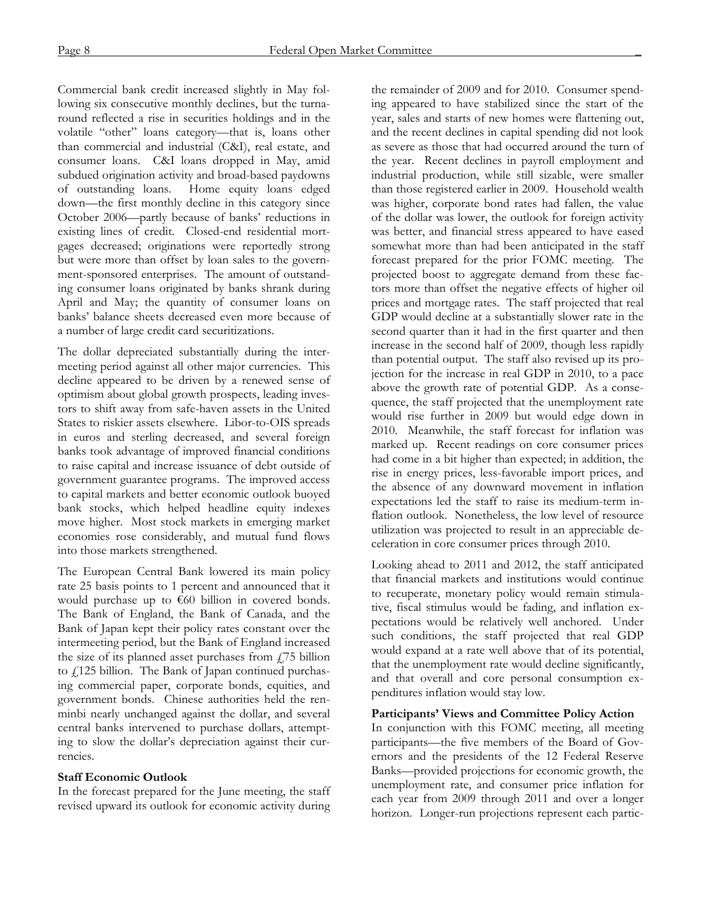Commercial bank credit increased slightly in May following six consecutive monthly declines, but the turnaround reflected a rise in securities holdings and in the volatile "other" loans category—that is, loans other than commercial and industrial (C&I), real estate, and consumer loans. C&I loans dropped in May, amid subdued origination activity and broad-based paydowns of outstanding loans. Home equity loans edged down—the first monthly decline in this category since October 2006—partly because of banks' reductions in existing lines of credit. Closed-end residential mortgages decreased; originations were reportedly strong but were more than offset by loan sales to the government-sponsored enterprises. The amount of outstanding consumer loans originated by banks shrank during April and May; the quantity of consumer loans on banks' balance sheets decreased even more because of a number of large credit card securitizations.

The dollar depreciated substantially during the intermeeting period against all other major currencies. This decline appeared to be driven by a renewed sense of optimism about global growth prospects, leading investors to shift away from safe-haven assets in the United States to riskier assets elsewhere. Libor-to-OIS spreads in euros and sterling decreased, and several foreign banks took advantage of improved financial conditions to raise capital and increase issuance of debt outside of government guarantee programs. The improved access to capital markets and better economic outlook buoyed bank stocks, which helped headline equity indexes move higher. Most stock markets in emerging market economies rose considerably, and mutual fund flows into those markets strengthened.

The European Central Bank lowered its main policy rate 25 basis points to 1 percent and announced that it would purchase up to €60 billion in covered bonds. The Bank of England, the Bank of Canada, and the Bank of Japan kept their policy rates constant over the intermeeting period, but the Bank of England increased the size of its planned asset purchases from £75 billion to £125 billion. The Bank of Japan continued purchasing commercial paper, corporate bonds, equities, and government bonds. Chinese authorities held the renminbi nearly unchanged against the dollar, and several central banks intervened to purchase dollars, attempting to slow the dollar's depreciation against their currencies.

**Staff Economic Outlook**

In the forecast prepared for the June meeting, the staff revised upward its outlook for economic activity during the remainder of 2009 and for 2010. Consumer spending appeared to have stabilized since the start of the year, sales and starts of new homes were flattening out, and the recent declines in capital spending did not look as severe as those that had occurred around the turn of the year. Recent declines in payroll employment and industrial production, while still sizable, were smaller than those registered earlier in 2009. Household wealth was higher, corporate bond rates had fallen, the value of the dollar was lower, the outlook for foreign activity was better, and financial stress appeared to have eased somewhat more than had been anticipated in the staff forecast prepared for the prior FOMC meeting. The projected boost to aggregate demand from these factors more than offset the negative effects of higher oil prices and mortgage rates. The staff projected that real GDP would decline at a substantially slower rate in the second quarter than it had in the first quarter and then increase in the second half of 2009, though less rapidly than potential output. The staff also revised up its projection for the increase in real GDP in 2010, to a pace above the growth rate of potential GDP. As a consequence, the staff projected that the unemployment rate would rise further in 2009 but would edge down in 2010. Meanwhile, the staff forecast for inflation was marked up. Recent readings on core consumer prices had come in a bit higher than expected; in addition, the rise in energy prices, less-favorable import prices, and the absence of any downward movement in inflation expectations led the staff to raise its medium-term inflation outlook. Nonetheless, the low level of resource utilization was projected to result in an appreciable deceleration in core consumer prices through 2010.

Looking ahead to 2011 and 2012, the staff anticipated that financial markets and institutions would continue to recuperate, monetary policy would remain stimulative, fiscal stimulus would be fading, and inflation expectations would be relatively well anchored. Under such conditions, the staff projected that real GDP would expand at a rate well above that of its potential, that the unemployment rate would decline significantly, and that overall and core personal consumption expenditures inflation would stay low.

**Participants' Views and Committee Policy Action**

In conjunction with this FOMC meeting, all meeting participants—the five members of the Board of Governors and the presidents of the 12 Federal Reserve Banks—provided projections for economic growth, the unemployment rate, and consumer price inflation for each year from 2009 through 2011 and over a longer horizon. Longer-run projections represent each partic-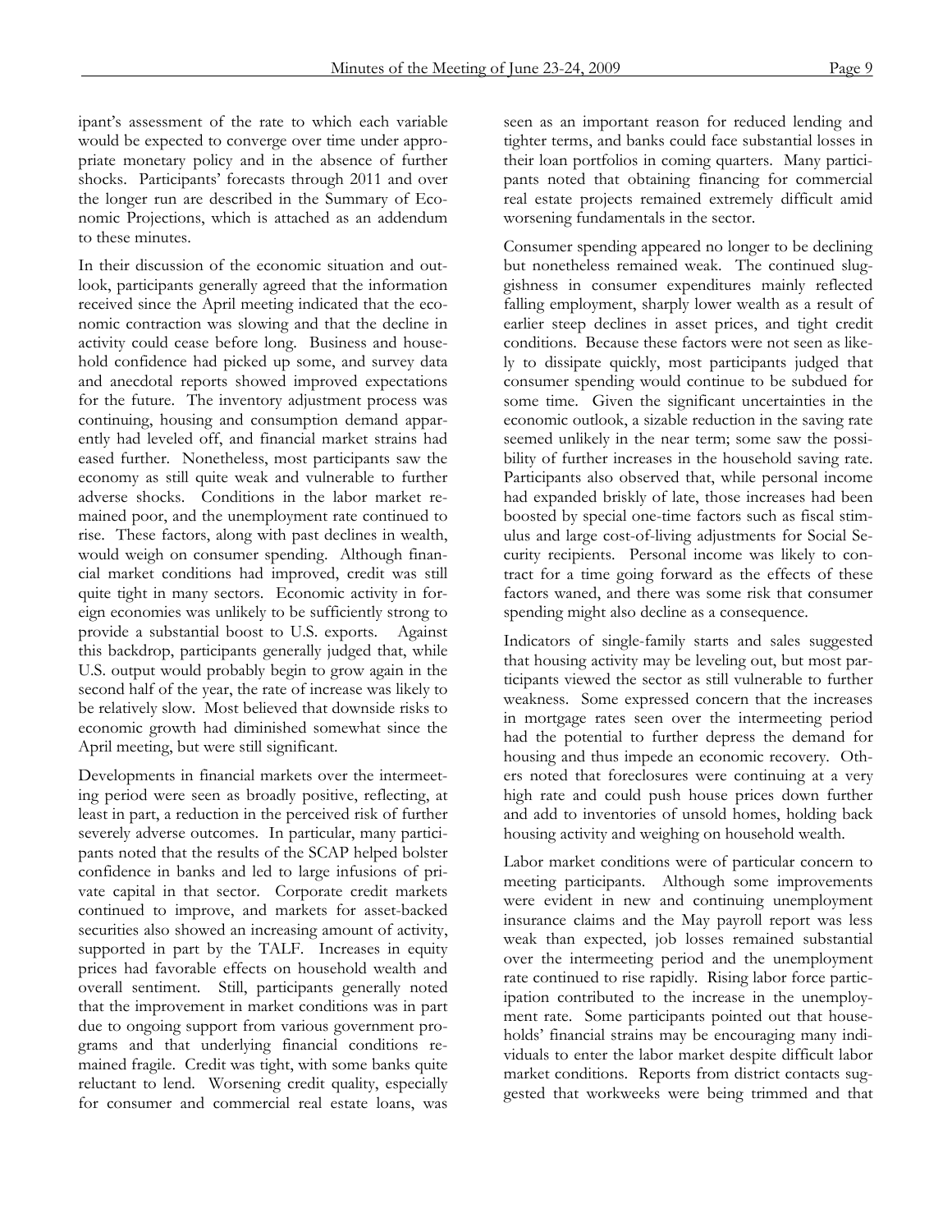ipant's assessment of the rate to which each variable would be expected to converge over time under appropriate monetary policy and in the absence of further shocks. Participants' forecasts through 2011 and over the longer run are described in the Summary of Economic Projections, which is attached as an addendum to these minutes.

In their discussion of the economic situation and outlook, participants generally agreed that the information received since the April meeting indicated that the economic contraction was slowing and that the decline in activity could cease before long. Business and household confidence had picked up some, and survey data and anecdotal reports showed improved expectations for the future. The inventory adjustment process was continuing, housing and consumption demand apparently had leveled off, and financial market strains had eased further. Nonetheless, most participants saw the economy as still quite weak and vulnerable to further adverse shocks. Conditions in the labor market remained poor, and the unemployment rate continued to rise. These factors, along with past declines in wealth, would weigh on consumer spending. Although financial market conditions had improved, credit was still quite tight in many sectors. Economic activity in foreign economies was unlikely to be sufficiently strong to provide a substantial boost to U.S. exports. Against this backdrop, participants generally judged that, while U.S. output would probably begin to grow again in the second half of the year, the rate of increase was likely to be relatively slow. Most believed that downside risks to economic growth had diminished somewhat since the April meeting, but were still significant.

Developments in financial markets over the intermeeting period were seen as broadly positive, reflecting, at least in part, a reduction in the perceived risk of further severely adverse outcomes. In particular, many participants noted that the results of the SCAP helped bolster confidence in banks and led to large infusions of private capital in that sector. Corporate credit markets continued to improve, and markets for asset-backed securities also showed an increasing amount of activity, supported in part by the TALF. Increases in equity prices had favorable effects on household wealth and overall sentiment. Still, participants generally noted that the improvement in market conditions was in part due to ongoing support from various government programs and that underlying financial conditions remained fragile. Credit was tight, with some banks quite reluctant to lend. Worsening credit quality, especially for consumer and commercial real estate loans, was seen as an important reason for reduced lending and tighter terms, and banks could face substantial losses in their loan portfolios in coming quarters. Many participants noted that obtaining financing for commercial real estate projects remained extremely difficult amid worsening fundamentals in the sector.

Consumer spending appeared no longer to be declining but nonetheless remained weak. The continued sluggishness in consumer expenditures mainly reflected falling employment, sharply lower wealth as a result of earlier steep declines in asset prices, and tight credit conditions. Because these factors were not seen as likely to dissipate quickly, most participants judged that consumer spending would continue to be subdued for some time. Given the significant uncertainties in the economic outlook, a sizable reduction in the saving rate seemed unlikely in the near term; some saw the possibility of further increases in the household saving rate. Participants also observed that, while personal income had expanded briskly of late, those increases had been boosted by special one-time factors such as fiscal stimulus and large cost-of-living adjustments for Social Security recipients. Personal income was likely to contract for a time going forward as the effects of these factors waned, and there was some risk that consumer spending might also decline as a consequence.

Indicators of single-family starts and sales suggested that housing activity may be leveling out, but most participants viewed the sector as still vulnerable to further weakness. Some expressed concern that the increases in mortgage rates seen over the intermeeting period had the potential to further depress the demand for housing and thus impede an economic recovery. Others noted that foreclosures were continuing at a very high rate and could push house prices down further and add to inventories of unsold homes, holding back housing activity and weighing on household wealth.

Labor market conditions were of particular concern to meeting participants. Although some improvements were evident in new and continuing unemployment insurance claims and the May payroll report was less weak than expected, job losses remained substantial over the intermeeting period and the unemployment rate continued to rise rapidly. Rising labor force participation contributed to the increase in the unemployment rate. Some participants pointed out that households' financial strains may be encouraging many individuals to enter the labor market despite difficult labor market conditions. Reports from district contacts suggested that workweeks were being trimmed and that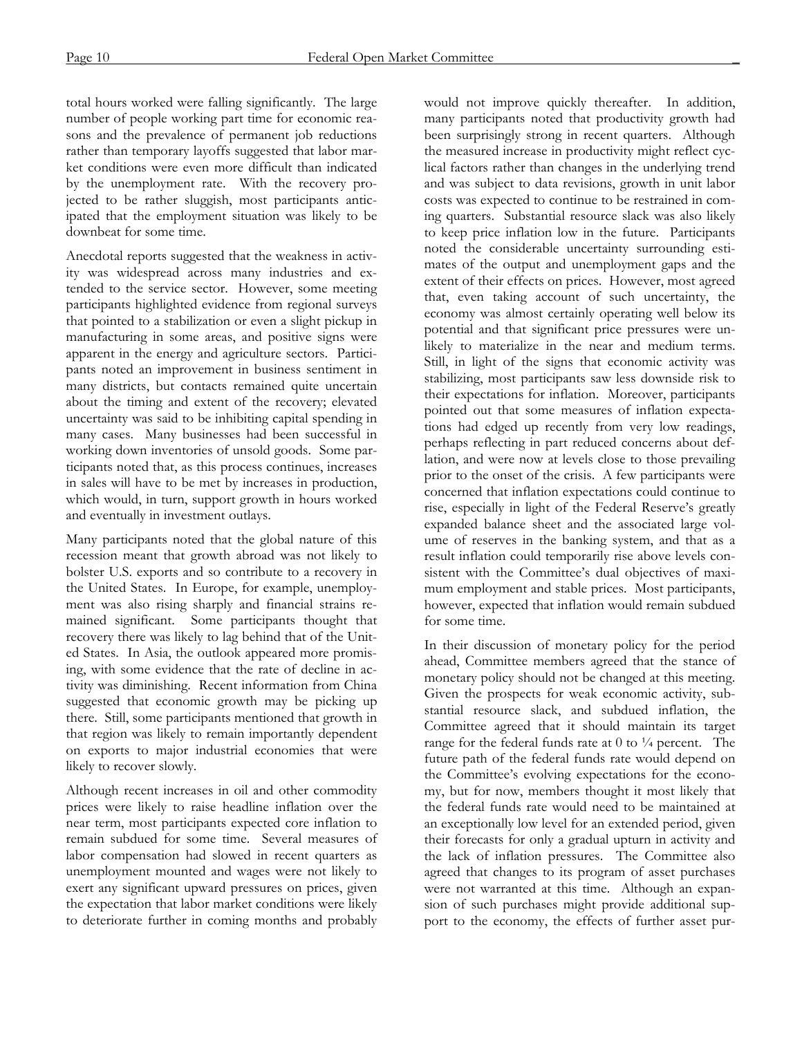total hours worked were falling significantly. The large number of people working part time for economic reasons and the prevalence of permanent job reductions rather than temporary layoffs suggested that labor market conditions were even more difficult than indicated by the unemployment rate. With the recovery projected to be rather sluggish, most participants anticipated that the employment situation was likely to be downbeat for some time.

Anecdotal reports suggested that the weakness in activity was widespread across many industries and extended to the service sector. However, some meeting participants highlighted evidence from regional surveys that pointed to a stabilization or even a slight pickup in manufacturing in some areas, and positive signs were apparent in the energy and agriculture sectors. Participants noted an improvement in business sentiment in many districts, but contacts remained quite uncertain about the timing and extent of the recovery; elevated uncertainty was said to be inhibiting capital spending in many cases. Many businesses had been successful in working down inventories of unsold goods. Some participants noted that, as this process continues, increases in sales will have to be met by increases in production, which would, in turn, support growth in hours worked and eventually in investment outlays.

Many participants noted that the global nature of this recession meant that growth abroad was not likely to bolster U.S. exports and so contribute to a recovery in the United States. In Europe, for example, unemployment was also rising sharply and financial strains remained significant. Some participants thought that recovery there was likely to lag behind that of the United States. In Asia, the outlook appeared more promising, with some evidence that the rate of decline in activity was diminishing. Recent information from China suggested that economic growth may be picking up there. Still, some participants mentioned that growth in that region was likely to remain importantly dependent on exports to major industrial economies that were likely to recover slowly.

Although recent increases in oil and other commodity prices were likely to raise headline inflation over the near term, most participants expected core inflation to remain subdued for some time. Several measures of labor compensation had slowed in recent quarters as unemployment mounted and wages were not likely to exert any significant upward pressures on prices, given the expectation that labor market conditions were likely to deteriorate further in coming months and probably would not improve quickly thereafter. In addition, many participants noted that productivity growth had been surprisingly strong in recent quarters. Although the measured increase in productivity might reflect cyclical factors rather than changes in the underlying trend and was subject to data revisions, growth in unit labor costs was expected to continue to be restrained in coming quarters. Substantial resource slack was also likely to keep price inflation low in the future. Participants noted the considerable uncertainty surrounding estimates of the output and unemployment gaps and the extent of their effects on prices. However, most agreed that, even taking account of such uncertainty, the economy was almost certainly operating well below its potential and that significant price pressures were unlikely to materialize in the near and medium terms. Still, in light of the signs that economic activity was stabilizing, most participants saw less downside risk to their expectations for inflation. Moreover, participants pointed out that some measures of inflation expectations had edged up recently from very low readings, perhaps reflecting in part reduced concerns about deflation, and were now at levels close to those prevailing prior to the onset of the crisis. A few participants were concerned that inflation expectations could continue to rise, especially in light of the Federal Reserve's greatly expanded balance sheet and the associated large volume of reserves in the banking system, and that as a result inflation could temporarily rise above levels consistent with the Committee's dual objectives of maximum employment and stable prices. Most participants, however, expected that inflation would remain subdued for some time.

In their discussion of monetary policy for the period ahead, Committee members agreed that the stance of monetary policy should not be changed at this meeting. Given the prospects for weak economic activity, substantial resource slack, and subdued inflation, the Committee agreed that it should maintain its target range for the federal funds rate at 0 to ¼ percent. The future path of the federal funds rate would depend on the Committee's evolving expectations for the economy, but for now, members thought it most likely that the federal funds rate would need to be maintained at an exceptionally low level for an extended period, given their forecasts for only a gradual upturn in activity and the lack of inflation pressures. The Committee also agreed that changes to its program of asset purchases were not warranted at this time. Although an expansion of such purchases might provide additional support to the economy, the effects of further asset pur-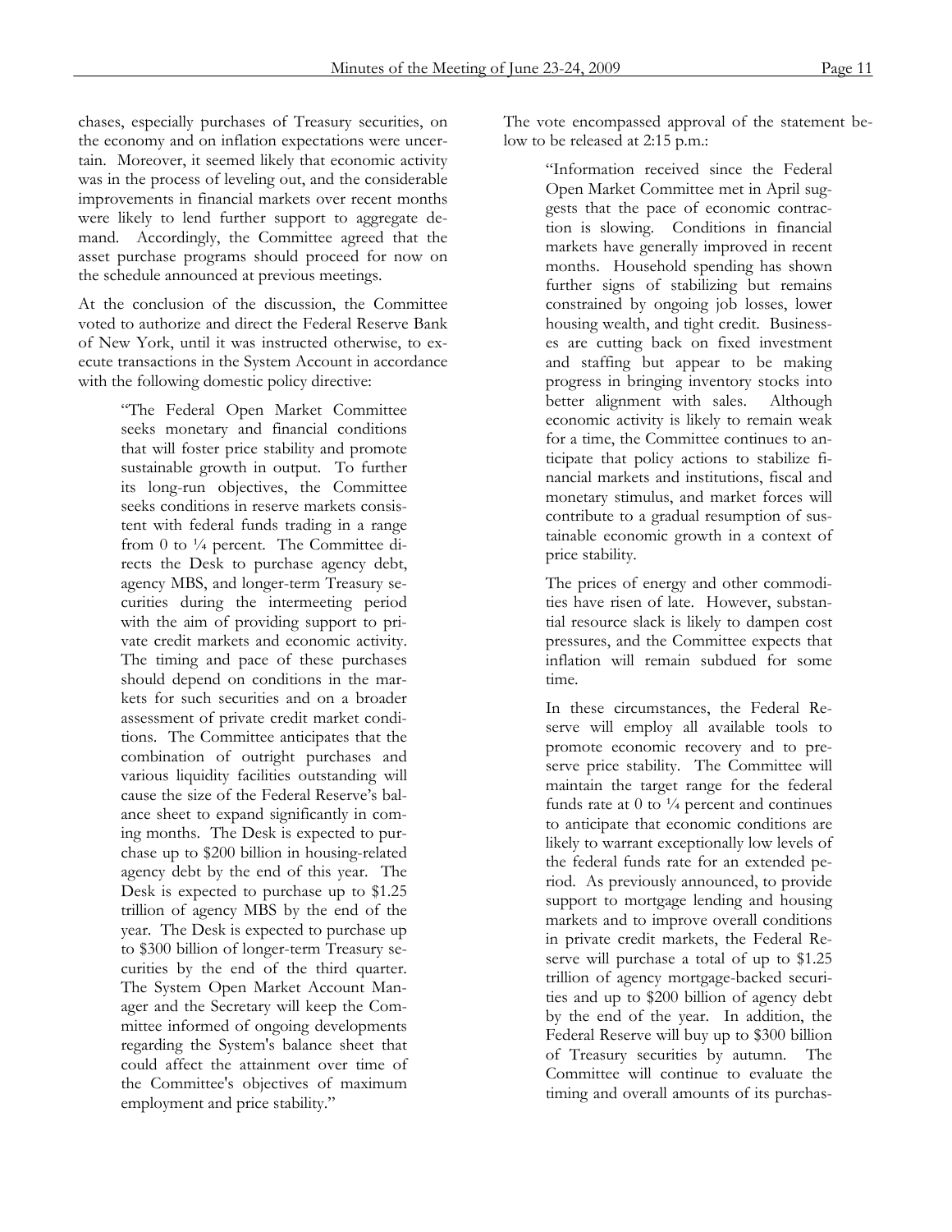chases, especially purchases of Treasury securities, on the economy and on inflation expectations were uncertain. Moreover, it seemed likely that economic activity was in the process of leveling out, and the considerable improvements in financial markets over recent months were likely to lend further support to aggregate demand. Accordingly, the Committee agreed that the asset purchase programs should proceed for now on the schedule announced at previous meetings.

At the conclusion of the discussion, the Committee voted to authorize and direct the Federal Reserve Bank of New York, until it was instructed otherwise, to execute transactions in the System Account in accordance with the following domestic policy directive:

> "The Federal Open Market Committee seeks monetary and financial conditions that will foster price stability and promote sustainable growth in output. To further its long-run objectives, the Committee seeks conditions in reserve markets consistent with federal funds trading in a range from 0 to ¼ percent. The Committee directs the Desk to purchase agency debt, agency MBS, and longer-term Treasury securities during the intermeeting period with the aim of providing support to private credit markets and economic activity. The timing and pace of these purchases should depend on conditions in the markets for such securities and on a broader assessment of private credit market conditions. The Committee anticipates that the combination of outright purchases and various liquidity facilities outstanding will cause the size of the Federal Reserve's balance sheet to expand significantly in coming months. The Desk is expected to purchase up to \$200 billion in housing-related agency debt by the end of this year. The Desk is expected to purchase up to \$1.25 trillion of agency MBS by the end of the year. The Desk is expected to purchase up to \$300 billion of longer-term Treasury securities by the end of the third quarter. The System Open Market Account Manager and the Secretary will keep the Committee informed of ongoing developments regarding the System's balance sheet that could affect the attainment over time of the Committee's objectives of maximum employment and price stability."

The vote encompassed approval of the statement below to be released at 2:15 p.m.:

> "Information received since the Federal Open Market Committee met in April suggests that the pace of economic contraction is slowing. Conditions in financial markets have generally improved in recent months. Household spending has shown further signs of stabilizing but remains constrained by ongoing job losses, lower housing wealth, and tight credit. Businesses are cutting back on fixed investment and staffing but appear to be making progress in bringing inventory stocks into better alignment with sales. Although economic activity is likely to remain weak for a time, the Committee continues to anticipate that policy actions to stabilize financial markets and institutions, fiscal and monetary stimulus, and market forces will contribute to a gradual resumption of sustainable economic growth in a context of price stability.
>
> The prices of energy and other commodities have risen of late. However, substantial resource slack is likely to dampen cost pressures, and the Committee expects that inflation will remain subdued for some time.
>
> In these circumstances, the Federal Reserve will employ all available tools to promote economic recovery and to preserve price stability. The Committee will maintain the target range for the federal funds rate at 0 to ¼ percent and continues to anticipate that economic conditions are likely to warrant exceptionally low levels of the federal funds rate for an extended period. As previously announced, to provide support to mortgage lending and housing markets and to improve overall conditions in private credit markets, the Federal Reserve will purchase a total of up to \$1.25 trillion of agency mortgage-backed securities and up to \$200 billion of agency debt by the end of the year. In addition, the Federal Reserve will buy up to \$300 billion of Treasury securities by autumn. The Committee will continue to evaluate the timing and overall amounts of its purchas-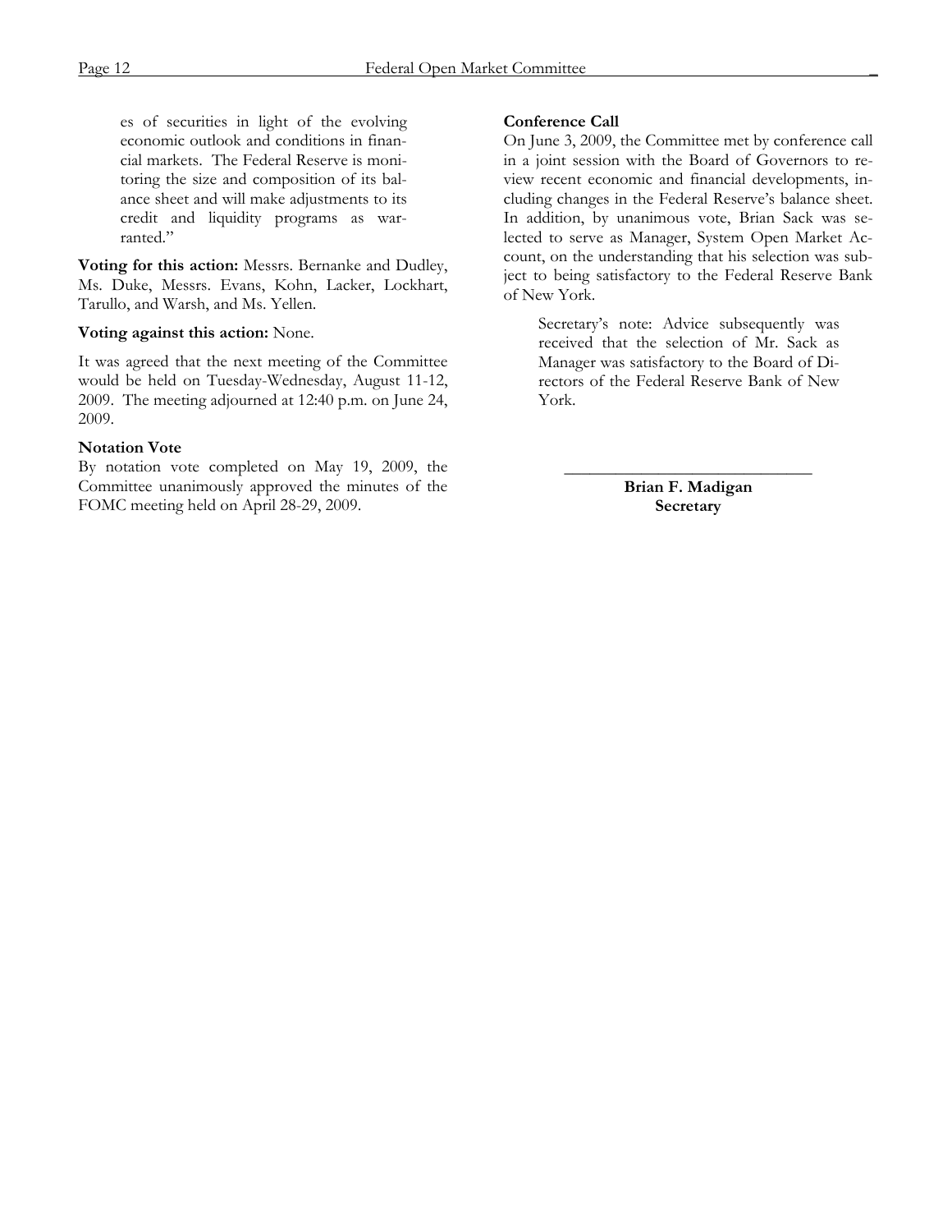es of securities in light of the evolving economic outlook and conditions in financial markets. The Federal Reserve is monitoring the size and composition of its balance sheet and will make adjustments to its credit and liquidity programs as warranted."

**Voting for this action:** Messrs. Bernanke and Dudley, Ms. Duke, Messrs. Evans, Kohn, Lacker, Lockhart, Tarullo, and Warsh, and Ms. Yellen.

**Voting against this action:** None.

It was agreed that the next meeting of the Committee would be held on Tuesday-Wednesday, August 11-12, 2009. The meeting adjourned at 12:40 p.m. on June 24, 2009.

**Notation Vote**

By notation vote completed on May 19, 2009, the Committee unanimously approved the minutes of the FOMC meeting held on April 28-29, 2009.

**Conference Call**

On June 3, 2009, the Committee met by conference call in a joint session with the Board of Governors to review recent economic and financial developments, including changes in the Federal Reserve's balance sheet. In addition, by unanimous vote, Brian Sack was selected to serve as Manager, System Open Market Account, on the understanding that his selection was subject to being satisfactory to the Federal Reserve Bank of New York.

> Secretary's note: Advice subsequently was received that the selection of Mr. Sack as Manager was satisfactory to the Board of Directors of the Federal Reserve Bank of New York.

_____________________________

**Brian F. Madigan**
**Secretary**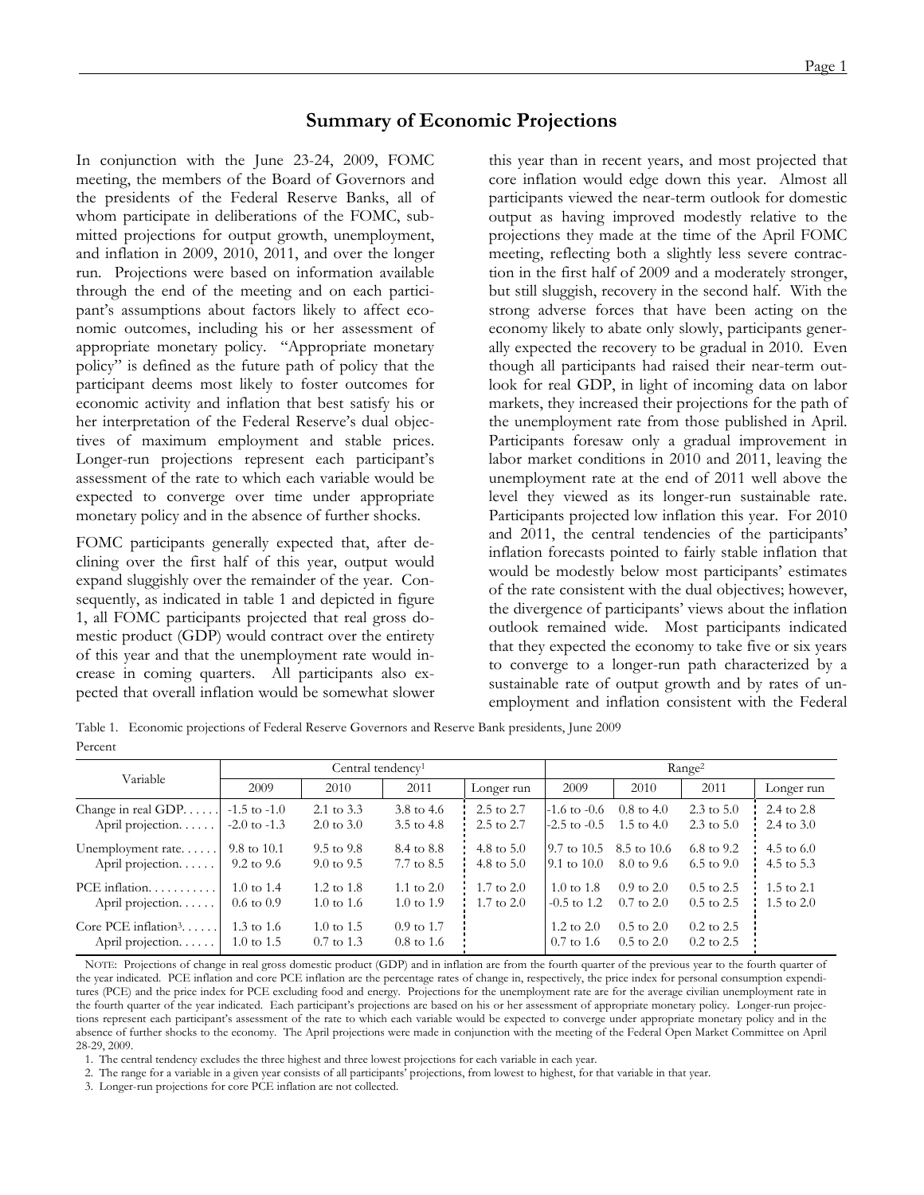## Summary of Economic Projections

In conjunction with the June 23-24, 2009, FOMC meeting, the members of the Board of Governors and the presidents of the Federal Reserve Banks, all of whom participate in deliberations of the FOMC, submitted projections for output growth, unemployment, and inflation in 2009, 2010, 2011, and over the longer run. Projections were based on information available through the end of the meeting and on each participant's assumptions about factors likely to affect economic outcomes, including his or her assessment of appropriate monetary policy. "Appropriate monetary policy" is defined as the future path of policy that the participant deems most likely to foster outcomes for economic activity and inflation that best satisfy his or her interpretation of the Federal Reserve's dual objectives of maximum employment and stable prices. Longer-run projections represent each participant's assessment of the rate to which each variable would be expected to converge over time under appropriate monetary policy and in the absence of further shocks.

FOMC participants generally expected that, after declining over the first half of this year, output would expand sluggishly over the remainder of the year. Consequently, as indicated in table 1 and depicted in figure 1, all FOMC participants projected that real gross domestic product (GDP) would contract over the entirety of this year and that the unemployment rate would increase in coming quarters. All participants also expected that overall inflation would be somewhat slower this year than in recent years, and most projected that core inflation would edge down this year. Almost all participants viewed the near-term outlook for domestic output as having improved modestly relative to the projections they made at the time of the April FOMC meeting, reflecting both a slightly less severe contraction in the first half of 2009 and a moderately stronger, but still sluggish, recovery in the second half. With the strong adverse forces that have been acting on the economy likely to abate only slowly, participants generally expected the recovery to be gradual in 2010. Even though all participants had raised their near-term outlook for real GDP, in light of incoming data on labor markets, they increased their projections for the path of the unemployment rate from those published in April. Participants foresaw only a gradual improvement in labor market conditions in 2010 and 2011, leaving the unemployment rate at the end of 2011 well above the level they viewed as its longer-run sustainable rate. Participants projected low inflation this year. For 2010 and 2011, the central tendencies of the participants' inflation forecasts pointed to fairly stable inflation that would be modestly below most participants' estimates of the rate consistent with the dual objectives; however, the divergence of participants' views about the inflation outlook remained wide. Most participants indicated that they expected the economy to take five or six years to converge to a longer-run path characterized by a sustainable rate of output growth and by rates of unemployment and inflation consistent with the Federal

Table 1. Economic projections of Federal Reserve Governors and Reserve Bank presidents, June 2009

Percent

| Variable | Central tendency[1] | | | | Range[2] | | | |
|---|---|---|---|---|---|---|---|---|
| | 2009 | 2010 | 2011 | Longer run | 2009 | 2010 | 2011 | Longer run |
| Change in real GDP | -1.5 to -1.0 | 2.1 to 3.3 | 3.8 to 4.6 | 2.5 to 2.7 | -1.6 to -0.6 | 0.8 to 4.0 | 2.3 to 5.0 | 2.4 to 2.8 |
| April projection | -2.0 to -1.3 | 2.0 to 3.0 | 3.5 to 4.8 | 2.5 to 2.7 | -2.5 to -0.5 | 1.5 to 4.0 | 2.3 to 5.0 | 2.4 to 3.0 |
| Unemployment rate | 9.8 to 10.1 | 9.5 to 9.8 | 8.4 to 8.8 | 4.8 to 5.0 | 9.7 to 10.5 | 8.5 to 10.6 | 6.8 to 9.2 | 4.5 to 6.0 |
| April projection | 9.2 to 9.6 | 9.0 to 9.5 | 7.7 to 8.5 | 4.8 to 5.0 | 9.1 to 10.0 | 8.0 to 9.6 | 6.5 to 9.0 | 4.5 to 5.3 |
| PCE inflation | 1.0 to 1.4 | 1.2 to 1.8 | 1.1 to 2.0 | 1.7 to 2.0 | 1.0 to 1.8 | 0.9 to 2.0 | 0.5 to 2.5 | 1.5 to 2.1 |
| April projection | 0.6 to 0.9 | 1.0 to 1.6 | 1.0 to 1.9 | 1.7 to 2.0 | -0.5 to 1.2 | 0.7 to 2.0 | 0.5 to 2.5 | 1.5 to 2.0 |
| Core PCE inflation[3] | 1.3 to 1.6 | 1.0 to 1.5 | 0.9 to 1.7 | | 1.2 to 2.0 | 0.5 to 2.0 | 0.2 to 2.5 | |
| April projection | 1.0 to 1.5 | 0.7 to 1.3 | 0.8 to 1.6 | | 0.7 to 1.6 | 0.5 to 2.0 | 0.2 to 2.5 | |

NOTE: Projections of change in real gross domestic product (GDP) and in inflation are from the fourth quarter of the previous year to the fourth quarter of the year indicated. PCE inflation and core PCE inflation are the percentage rates of change in, respectively, the price index for personal consumption expenditures (PCE) and the price index for PCE excluding food and energy. Projections for the unemployment rate are for the average civilian unemployment rate in the fourth quarter of the year indicated. Each participant's projections are based on his or her assessment of appropriate monetary policy. Longer-run projections represent each participant's assessment of the rate to which each variable would be expected to converge under appropriate monetary policy and in the absence of further shocks to the economy. The April projections were made in conjunction with the meeting of the Federal Open Market Committee on April 28-29, 2009.

1. The central tendency excludes the three highest and three lowest projections for each variable in each year.

2. The range for a variable in a given year consists of all participants' projections, from lowest to highest, for that variable in that year.

3. Longer-run projections for core PCE inflation are not collected.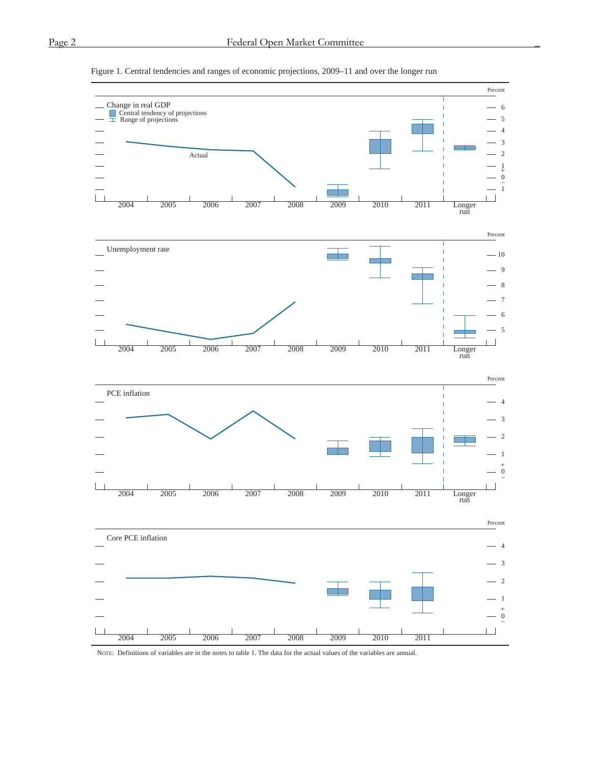Figure 1. Central tendencies and ranges of economic projections, 2009–11 and over the longer run

Change in real GDP

- Central tendency of projections
- Range of projections

Actual

Unemployment rate

PCE inflation

Core PCE inflation

NOTE: Definitions of variables are in the notes to table 1. The data for the actual values of the variables are annual.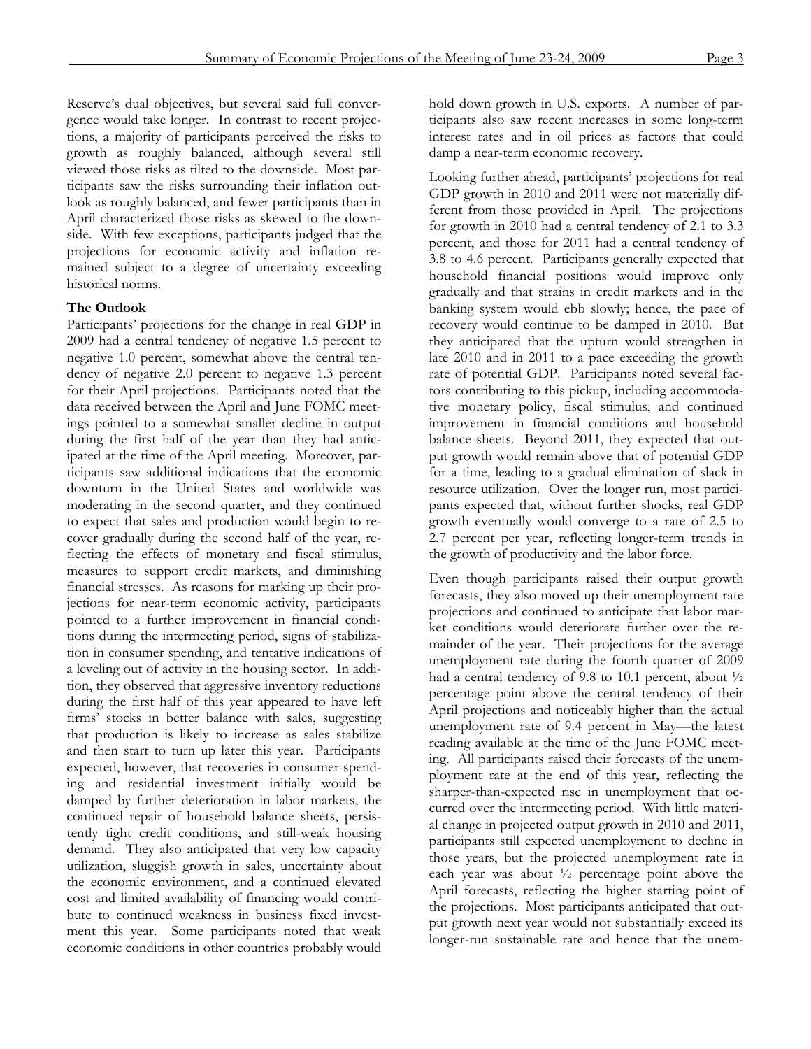Reserve's dual objectives, but several said full convergence would take longer. In contrast to recent projections, a majority of participants perceived the risks to growth as roughly balanced, although several still viewed those risks as tilted to the downside. Most participants saw the risks surrounding their inflation outlook as roughly balanced, and fewer participants than in April characterized those risks as skewed to the downside. With few exceptions, participants judged that the projections for economic activity and inflation remained subject to a degree of uncertainty exceeding historical norms.

**The Outlook**

Participants' projections for the change in real GDP in 2009 had a central tendency of negative 1.5 percent to negative 1.0 percent, somewhat above the central tendency of negative 2.0 percent to negative 1.3 percent for their April projections. Participants noted that the data received between the April and June FOMC meetings pointed to a somewhat smaller decline in output during the first half of the year than they had anticipated at the time of the April meeting. Moreover, participants saw additional indications that the economic downturn in the United States and worldwide was moderating in the second quarter, and they continued to expect that sales and production would begin to recover gradually during the second half of the year, reflecting the effects of monetary and fiscal stimulus, measures to support credit markets, and diminishing financial stresses. As reasons for marking up their projections for near-term economic activity, participants pointed to a further improvement in financial conditions during the intermeeting period, signs of stabilization in consumer spending, and tentative indications of a leveling out of activity in the housing sector. In addition, they observed that aggressive inventory reductions during the first half of this year appeared to have left firms' stocks in better balance with sales, suggesting that production is likely to increase as sales stabilize and then start to turn up later this year. Participants expected, however, that recoveries in consumer spending and residential investment initially would be damped by further deterioration in labor markets, the continued repair of household balance sheets, persistently tight credit conditions, and still-weak housing demand. They also anticipated that very low capacity utilization, sluggish growth in sales, uncertainty about the economic environment, and a continued elevated cost and limited availability of financing would contribute to continued weakness in business fixed investment this year. Some participants noted that weak economic conditions in other countries probably would hold down growth in U.S. exports. A number of participants also saw recent increases in some long-term interest rates and in oil prices as factors that could damp a near-term economic recovery.

Looking further ahead, participants' projections for real GDP growth in 2010 and 2011 were not materially different from those provided in April. The projections for growth in 2010 had a central tendency of 2.1 to 3.3 percent, and those for 2011 had a central tendency of 3.8 to 4.6 percent. Participants generally expected that household financial positions would improve only gradually and that strains in credit markets and in the banking system would ebb slowly; hence, the pace of recovery would continue to be damped in 2010. But they anticipated that the upturn would strengthen in late 2010 and in 2011 to a pace exceeding the growth rate of potential GDP. Participants noted several factors contributing to this pickup, including accommodative monetary policy, fiscal stimulus, and continued improvement in financial conditions and household balance sheets. Beyond 2011, they expected that output growth would remain above that of potential GDP for a time, leading to a gradual elimination of slack in resource utilization. Over the longer run, most participants expected that, without further shocks, real GDP growth eventually would converge to a rate of 2.5 to 2.7 percent per year, reflecting longer-term trends in the growth of productivity and the labor force.

Even though participants raised their output growth forecasts, they also moved up their unemployment rate projections and continued to anticipate that labor market conditions would deteriorate further over the remainder of the year. Their projections for the average unemployment rate during the fourth quarter of 2009 had a central tendency of 9.8 to 10.1 percent, about ½ percentage point above the central tendency of their April projections and noticeably higher than the actual unemployment rate of 9.4 percent in May—the latest reading available at the time of the June FOMC meeting. All participants raised their forecasts of the unemployment rate at the end of this year, reflecting the sharper-than-expected rise in unemployment that occurred over the intermeeting period. With little material change in projected output growth in 2010 and 2011, participants still expected unemployment to decline in those years, but the projected unemployment rate in each year was about ½ percentage point above the April forecasts, reflecting the higher starting point of the projections. Most participants anticipated that output growth next year would not substantially exceed its longer-run sustainable rate and hence that the unem-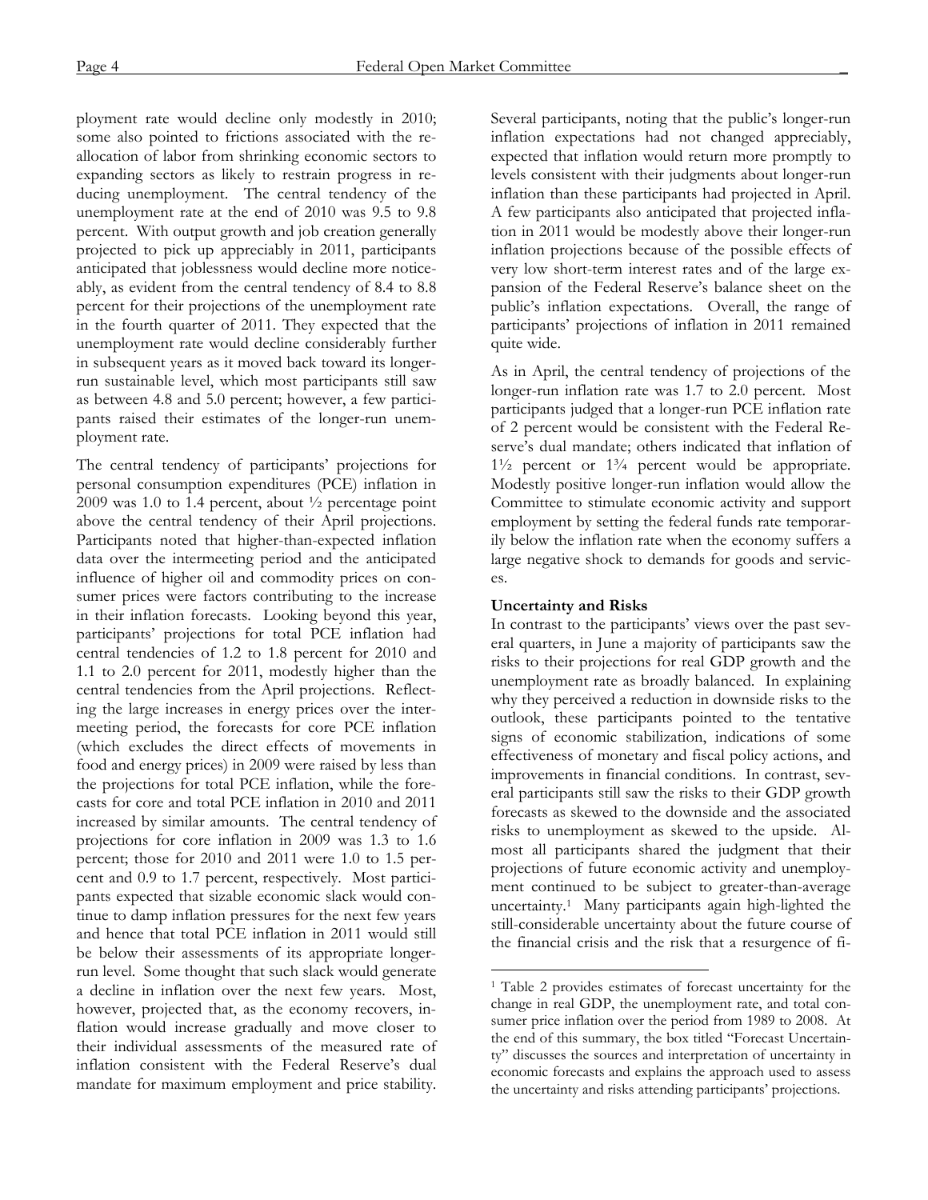ployment rate would decline only modestly in 2010; some also pointed to frictions associated with the reallocation of labor from shrinking economic sectors to expanding sectors as likely to restrain progress in reducing unemployment. The central tendency of the unemployment rate at the end of 2010 was 9.5 to 9.8 percent. With output growth and job creation generally projected to pick up appreciably in 2011, participants anticipated that joblessness would decline more noticeably, as evident from the central tendency of 8.4 to 8.8 percent for their projections of the unemployment rate in the fourth quarter of 2011. They expected that the unemployment rate would decline considerably further in subsequent years as it moved back toward its longer-run sustainable level, which most participants still saw as between 4.8 and 5.0 percent; however, a few participants raised their estimates of the longer-run unemployment rate.

The central tendency of participants' projections for personal consumption expenditures (PCE) inflation in 2009 was 1.0 to 1.4 percent, about ½ percentage point above the central tendency of their April projections. Participants noted that higher-than-expected inflation data over the intermeeting period and the anticipated influence of higher oil and commodity prices on consumer prices were factors contributing to the increase in their inflation forecasts. Looking beyond this year, participants' projections for total PCE inflation had central tendencies of 1.2 to 1.8 percent for 2010 and 1.1 to 2.0 percent for 2011, modestly higher than the central tendencies from the April projections. Reflecting the large increases in energy prices over the intermeeting period, the forecasts for core PCE inflation (which excludes the direct effects of movements in food and energy prices) in 2009 were raised by less than the projections for total PCE inflation, while the forecasts for core and total PCE inflation in 2010 and 2011 increased by similar amounts. The central tendency of projections for core inflation in 2009 was 1.3 to 1.6 percent; those for 2010 and 2011 were 1.0 to 1.5 percent and 0.9 to 1.7 percent, respectively. Most participants expected that sizable economic slack would continue to damp inflation pressures for the next few years and hence that total PCE inflation in 2011 would still be below their assessments of its appropriate longer-run level. Some thought that such slack would generate a decline in inflation over the next few years. Most, however, projected that, as the economy recovers, inflation would increase gradually and move closer to their individual assessments of the measured rate of inflation consistent with the Federal Reserve's dual mandate for maximum employment and price stability. Several participants, noting that the public's longer-run inflation expectations had not changed appreciably, expected that inflation would return more promptly to levels consistent with their judgments about longer-run inflation than these participants had projected in April. A few participants also anticipated that projected inflation in 2011 would be modestly above their longer-run inflation projections because of the possible effects of very low short-term interest rates and of the large expansion of the Federal Reserve's balance sheet on the public's inflation expectations. Overall, the range of participants' projections of inflation in 2011 remained quite wide.

As in April, the central tendency of projections of the longer-run inflation rate was 1.7 to 2.0 percent. Most participants judged that a longer-run PCE inflation rate of 2 percent would be consistent with the Federal Reserve's dual mandate; others indicated that inflation of 1½ percent or 1¾ percent would be appropriate. Modestly positive longer-run inflation would allow the Committee to stimulate economic activity and support employment by setting the federal funds rate temporarily below the inflation rate when the economy suffers a large negative shock to demands for goods and services.

**Uncertainty and Risks**

In contrast to the participants' views over the past several quarters, in June a majority of participants saw the risks to their projections for real GDP growth and the unemployment rate as broadly balanced. In explaining why they perceived a reduction in downside risks to the outlook, these participants pointed to the tentative signs of economic stabilization, indications of some effectiveness of monetary and fiscal policy actions, and improvements in financial conditions. In contrast, several participants still saw the risks to their GDP growth forecasts as skewed to the downside and the associated risks to unemployment as skewed to the upside. Almost all participants shared the judgment that their projections of future economic activity and unemployment continued to be subject to greater-than-average uncertainty.[1] Many participants again high-lighted the still-considerable uncertainty about the future course of the financial crisis and the risk that a resurgence of fi-

[1] Table 2 provides estimates of forecast uncertainty for the change in real GDP, the unemployment rate, and total consumer price inflation over the period from 1989 to 2008. At the end of this summary, the box titled "Forecast Uncertainty" discusses the sources and interpretation of uncertainty in economic forecasts and explains the approach used to assess the uncertainty and risks attending participants' projections.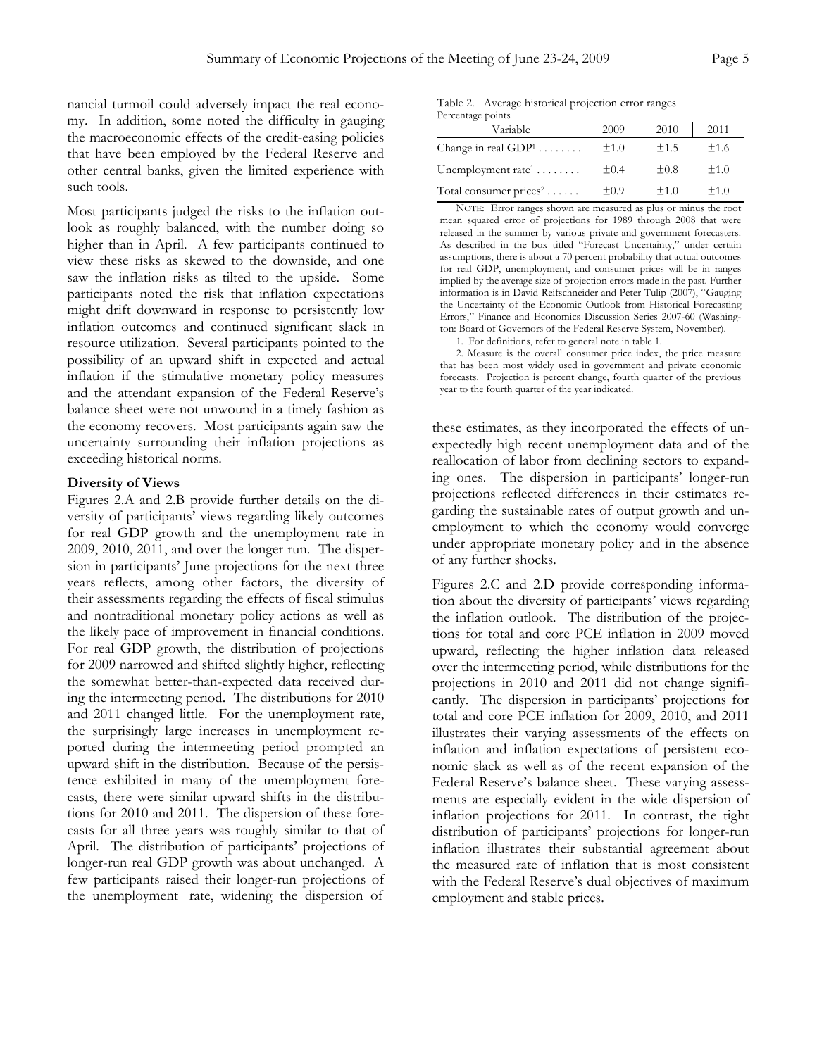nancial turmoil could adversely impact the real economy. In addition, some noted the difficulty in gauging the macroeconomic effects of the credit-easing policies that have been employed by the Federal Reserve and other central banks, given the limited experience with such tools.

Most participants judged the risks to the inflation outlook as roughly balanced, with the number doing so higher than in April. A few participants continued to view these risks as skewed to the downside, and one saw the inflation risks as tilted to the upside. Some participants noted the risk that inflation expectations might drift downward in response to persistently low inflation outcomes and continued significant slack in resource utilization. Several participants pointed to the possibility of an upward shift in expected and actual inflation if the stimulative monetary policy measures and the attendant expansion of the Federal Reserve's balance sheet were not unwound in a timely fashion as the economy recovers. Most participants again saw the uncertainty surrounding their inflation projections as exceeding historical norms.

**Diversity of Views**

Figures 2.A and 2.B provide further details on the diversity of participants' views regarding likely outcomes for real GDP growth and the unemployment rate in 2009, 2010, 2011, and over the longer run. The dispersion in participants' June projections for the next three years reflects, among other factors, the diversity of their assessments regarding the effects of fiscal stimulus and nontraditional monetary policy actions as well as the likely pace of improvement in financial conditions. For real GDP growth, the distribution of projections for 2009 narrowed and shifted slightly higher, reflecting the somewhat better-than-expected data received during the intermeeting period. The distributions for 2010 and 2011 changed little. For the unemployment rate, the surprisingly large increases in unemployment reported during the intermeeting period prompted an upward shift in the distribution. Because of the persistence exhibited in many of the unemployment forecasts, there were similar upward shifts in the distributions for 2010 and 2011. The dispersion of these forecasts for all three years was roughly similar to that of April. The distribution of participants' projections of longer-run real GDP growth was about unchanged. A few participants raised their longer-run projections of the unemployment rate, widening the dispersion of these estimates, as they incorporated the effects of unexpectedly high recent unemployment data and of the reallocation of labor from declining sectors to expanding ones. The dispersion in participants' longer-run projections reflected differences in their estimates regarding the sustainable rates of output growth and unemployment to which the economy would converge under appropriate monetary policy and in the absence of any further shocks.

Table 2. Average historical projection error ranges
Percentage points

| Variable | 2009 | 2010 | 2011 |
|---|---|---|---|
| Change in real GDP[1] . . . . . . . . | ±1.0 | ±1.5 | ±1.6 |
| Unemployment rate[1] . . . . . . . . | ±0.4 | ±0.8 | ±1.0 |
| Total consumer prices[2] . . . . . . | ±0.9 | ±1.0 | ±1.0 |

NOTE: Error ranges shown are measured as plus or minus the root mean squared error of projections for 1989 through 2008 that were released in the summer by various private and government forecasters. As described in the box titled "Forecast Uncertainty," under certain assumptions, there is about a 70 percent probability that actual outcomes for real GDP, unemployment, and consumer prices will be in ranges implied by the average size of projection errors made in the past. Further information is in David Reifschneider and Peter Tulip (2007), "Gauging the Uncertainty of the Economic Outlook from Historical Forecasting Errors," Finance and Economics Discussion Series 2007-60 (Washington: Board of Governors of the Federal Reserve System, November).

1. For definitions, refer to general note in table 1.

2. Measure is the overall consumer price index, the price measure that has been most widely used in government and private economic forecasts. Projection is percent change, fourth quarter of the previous year to the fourth quarter of the year indicated.

Figures 2.C and 2.D provide corresponding information about the diversity of participants' views regarding the inflation outlook. The distribution of the projections for total and core PCE inflation in 2009 moved upward, reflecting the higher inflation data released over the intermeeting period, while distributions for the projections in 2010 and 2011 did not change significantly. The dispersion in participants' projections for total and core PCE inflation for 2009, 2010, and 2011 illustrates their varying assessments of the effects on inflation and inflation expectations of persistent economic slack as well as of the recent expansion of the Federal Reserve's balance sheet. These varying assessments are especially evident in the wide dispersion of inflation projections for 2011. In contrast, the tight distribution of participants' projections for longer-run inflation illustrates their substantial agreement about the measured rate of inflation that is most consistent with the Federal Reserve's dual objectives of maximum employment and stable prices.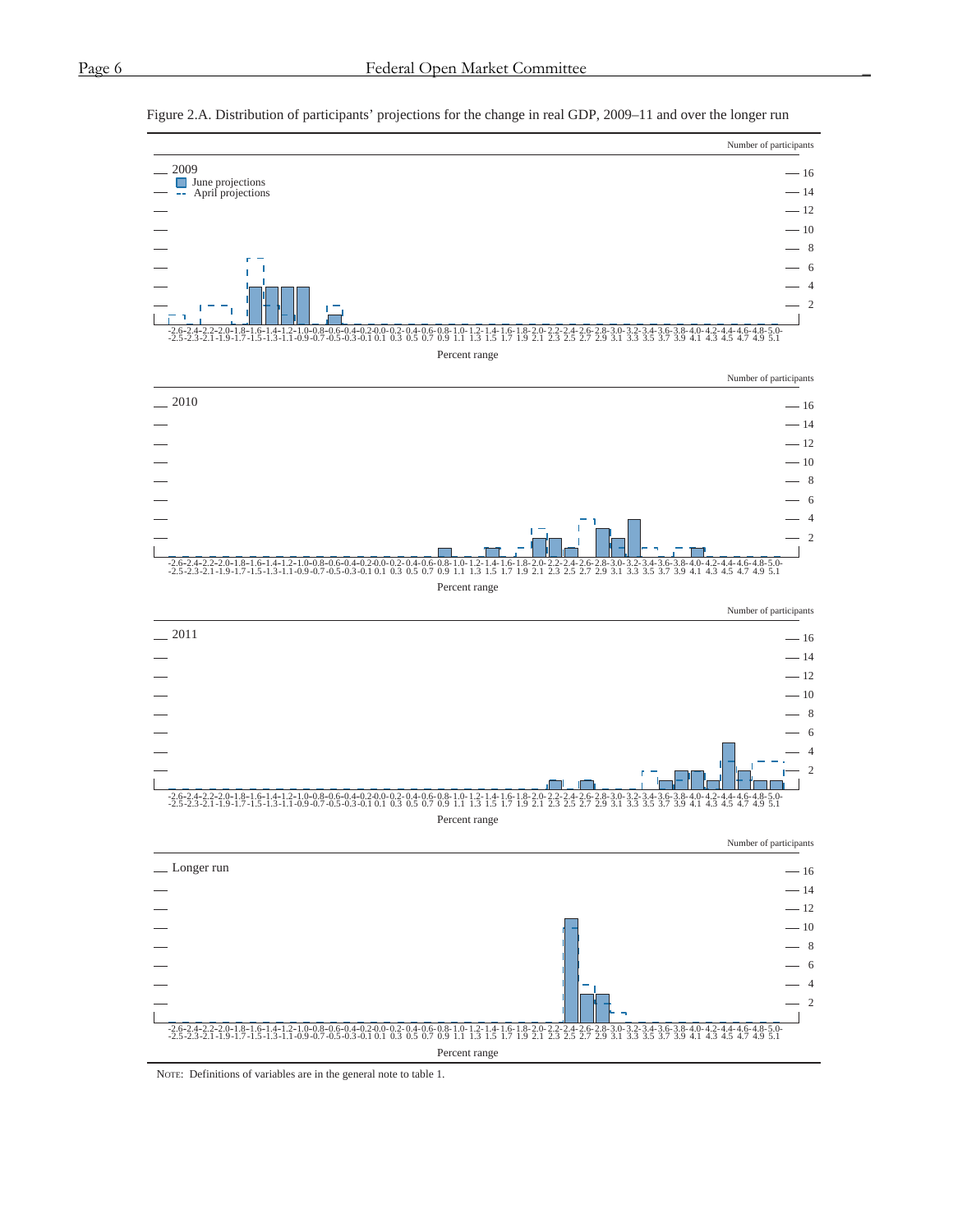Figure 2.A. Distribution of participants' projections for the change in real GDP, 2009–11 and over the longer run

NOTE: Definitions of variables are in the general note to table 1.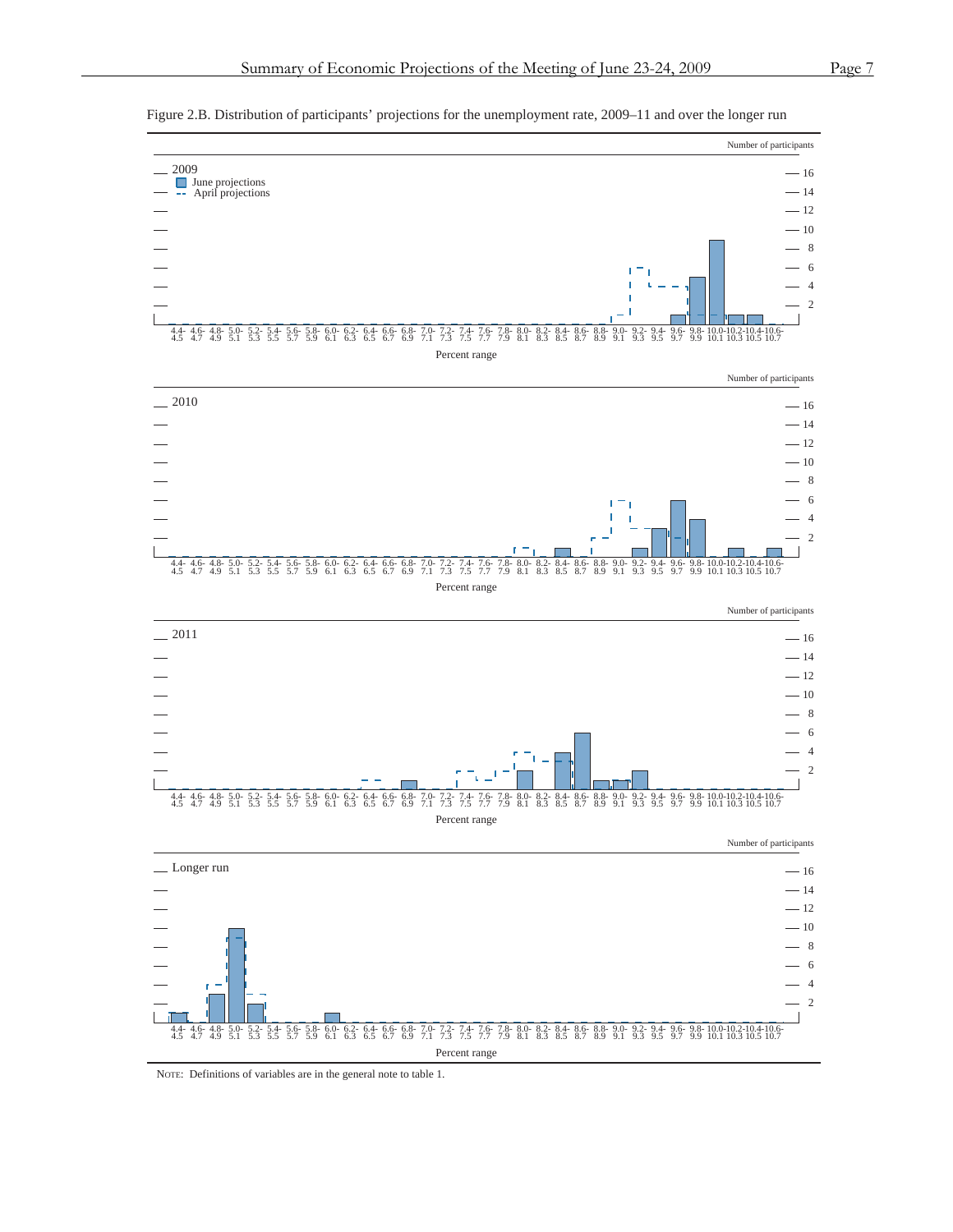Figure 2.B. Distribution of participants' projections for the unemployment rate, 2009–11 and over the longer run

NOTE: Definitions of variables are in the general note to table 1.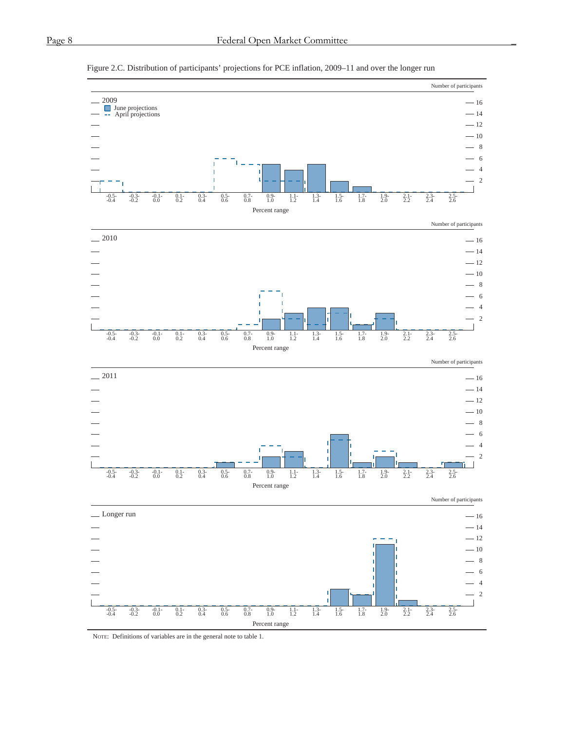Figure 2.C. Distribution of participants' projections for PCE inflation, 2009–11 and over the longer run

2009

June projections
April projections

Number of participants

Percent range

2010

Number of participants

Percent range

2011

Number of participants

Percent range

Longer run

Number of participants

Percent range

NOTE: Definitions of variables are in the general note to table 1.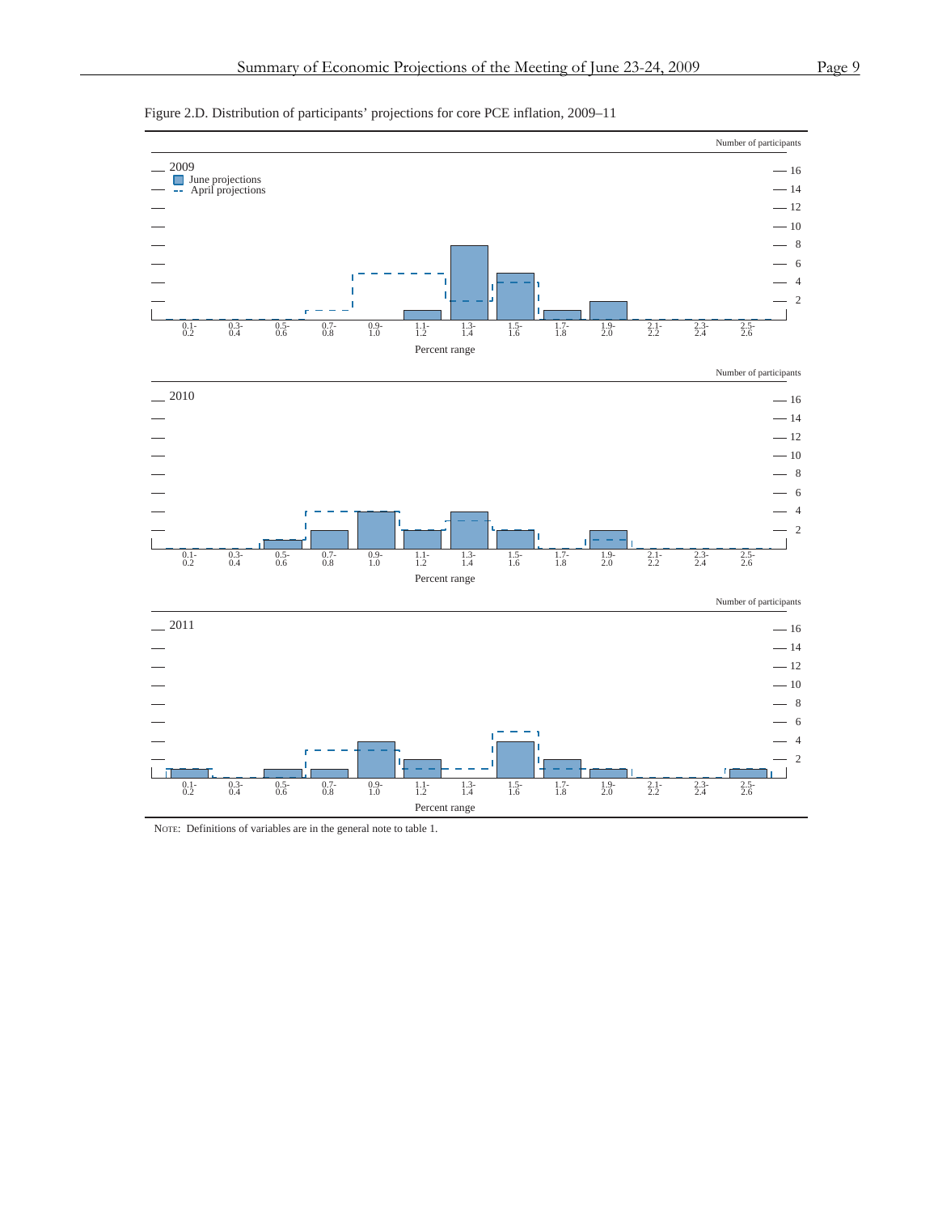Figure 2.D. Distribution of participants' projections for core PCE inflation, 2009–11

2009

- June projections
- April projections

Number of participants

Percent range

2010

Number of participants

Percent range

2011

Number of participants

Percent range

NOTE: Definitions of variables are in the general note to table 1.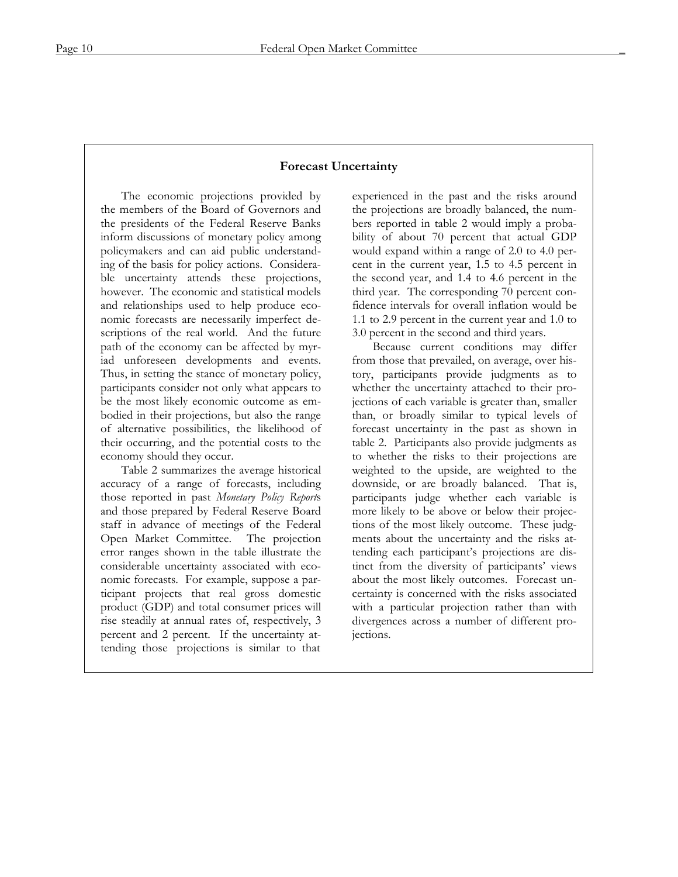## Forecast Uncertainty

The economic projections provided by the members of the Board of Governors and the presidents of the Federal Reserve Banks inform discussions of monetary policy among policymakers and can aid public understanding of the basis for policy actions. Considerable uncertainty attends these projections, however. The economic and statistical models and relationships used to help produce economic forecasts are necessarily imperfect descriptions of the real world. And the future path of the economy can be affected by myriad unforeseen developments and events. Thus, in setting the stance of monetary policy, participants consider not only what appears to be the most likely economic outcome as embodied in their projections, but also the range of alternative possibilities, the likelihood of their occurring, and the potential costs to the economy should they occur.

Table 2 summarizes the average historical accuracy of a range of forecasts, including those reported in past *Monetary Policy Report*s and those prepared by Federal Reserve Board staff in advance of meetings of the Federal Open Market Committee. The projection error ranges shown in the table illustrate the considerable uncertainty associated with economic forecasts. For example, suppose a participant projects that real gross domestic product (GDP) and total consumer prices will rise steadily at annual rates of, respectively, 3 percent and 2 percent. If the uncertainty attending those projections is similar to that experienced in the past and the risks around the projections are broadly balanced, the numbers reported in table 2 would imply a probability of about 70 percent that actual GDP would expand within a range of 2.0 to 4.0 percent in the current year, 1.5 to 4.5 percent in the second year, and 1.4 to 4.6 percent in the third year. The corresponding 70 percent confidence intervals for overall inflation would be 1.1 to 2.9 percent in the current year and 1.0 to 3.0 percent in the second and third years.

Because current conditions may differ from those that prevailed, on average, over history, participants provide judgments as to whether the uncertainty attached to their projections of each variable is greater than, smaller than, or broadly similar to typical levels of forecast uncertainty in the past as shown in table 2. Participants also provide judgments as to whether the risks to their projections are weighted to the upside, are weighted to the downside, or are broadly balanced. That is, participants judge whether each variable is more likely to be above or below their projections of the most likely outcome. These judgments about the uncertainty and the risks attending each participant's projections are distinct from the diversity of participants' views about the most likely outcomes. Forecast uncertainty is concerned with the risks associated with a particular projection rather than with divergences across a number of different projections.